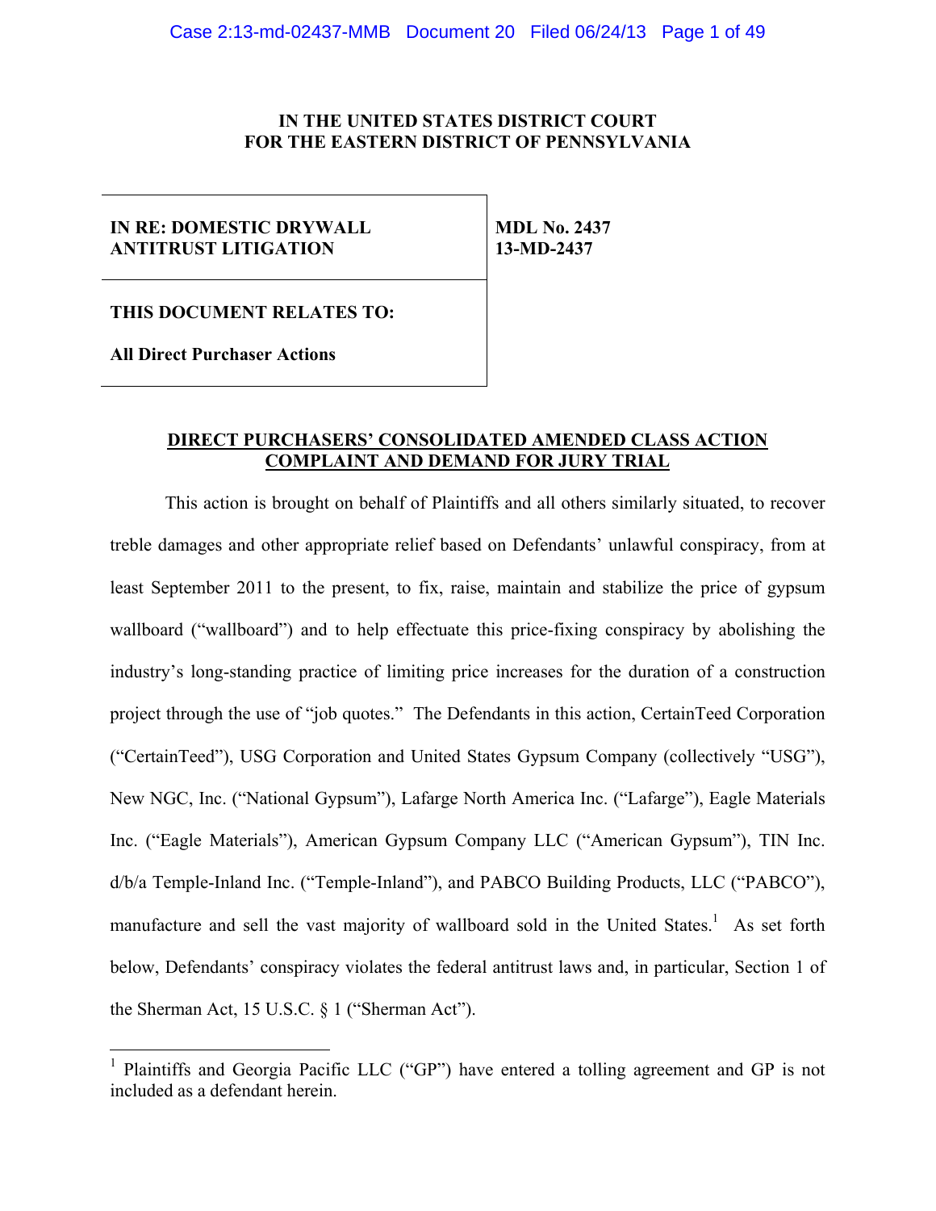**IN THE UNITED STATES DISTRICT COURT**
**FOR THE EASTERN DISTRICT OF PENNSYLVANIA**

| | |
|---|---|
| **IN RE: DOMESTIC DRYWALL ANTITRUST LITIGATION** | **MDL No. 2437**<br>**13-MD-2437** |
| **THIS DOCUMENT RELATES TO:**<br><br>**All Direct Purchaser Actions** | |

**DIRECT PURCHASERS' CONSOLIDATED AMENDED CLASS ACTION COMPLAINT AND DEMAND FOR JURY TRIAL**

This action is brought on behalf of Plaintiffs and all others similarly situated, to recover treble damages and other appropriate relief based on Defendants' unlawful conspiracy, from at least September 2011 to the present, to fix, raise, maintain and stabilize the price of gypsum wallboard ("wallboard") and to help effectuate this price-fixing conspiracy by abolishing the industry's long-standing practice of limiting price increases for the duration of a construction project through the use of "job quotes." The Defendants in this action, CertainTeed Corporation ("CertainTeed"), USG Corporation and United States Gypsum Company (collectively "USG"), New NGC, Inc. ("National Gypsum"), Lafarge North America Inc. ("Lafarge"), Eagle Materials Inc. ("Eagle Materials"), American Gypsum Company LLC ("American Gypsum"), TIN Inc. d/b/a Temple-Inland Inc. ("Temple-Inland"), and PABCO Building Products, LLC ("PABCO"), manufacture and sell the vast majority of wallboard sold in the United States.[1] As set forth below, Defendants' conspiracy violates the federal antitrust laws and, in particular, Section 1 of the Sherman Act, 15 U.S.C. § 1 ("Sherman Act").

---

[1] Plaintiffs and Georgia Pacific LLC ("GP") have entered a tolling agreement and GP is not included as a defendant herein.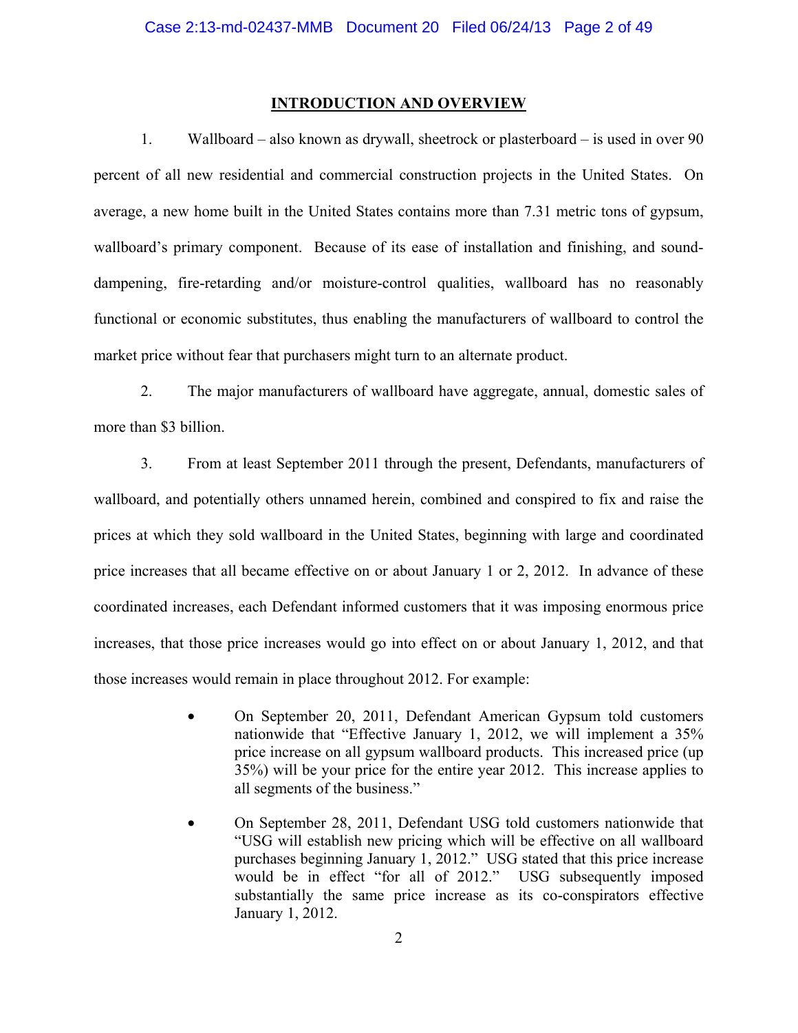## INTRODUCTION AND OVERVIEW

1. Wallboard – also known as drywall, sheetrock or plasterboard – is used in over 90 percent of all new residential and commercial construction projects in the United States. On average, a new home built in the United States contains more than 7.31 metric tons of gypsum, wallboard's primary component. Because of its ease of installation and finishing, and sound-dampening, fire-retarding and/or moisture-control qualities, wallboard has no reasonably functional or economic substitutes, thus enabling the manufacturers of wallboard to control the market price without fear that purchasers might turn to an alternate product.

2. The major manufacturers of wallboard have aggregate, annual, domestic sales of more than $3 billion.

3. From at least September 2011 through the present, Defendants, manufacturers of wallboard, and potentially others unnamed herein, combined and conspired to fix and raise the prices at which they sold wallboard in the United States, beginning with large and coordinated price increases that all became effective on or about January 1 or 2, 2012. In advance of these coordinated increases, each Defendant informed customers that it was imposing enormous price increases, that those price increases would go into effect on or about January 1, 2012, and that those increases would remain in place throughout 2012. For example:

- On September 20, 2011, Defendant American Gypsum told customers nationwide that "Effective January 1, 2012, we will implement a 35% price increase on all gypsum wallboard products. This increased price (up 35%) will be your price for the entire year 2012. This increase applies to all segments of the business."

- On September 28, 2011, Defendant USG told customers nationwide that "USG will establish new pricing which will be effective on all wallboard purchases beginning January 1, 2012." USG stated that this price increase would be in effect "for all of 2012." USG subsequently imposed substantially the same price increase as its co-conspirators effective January 1, 2012.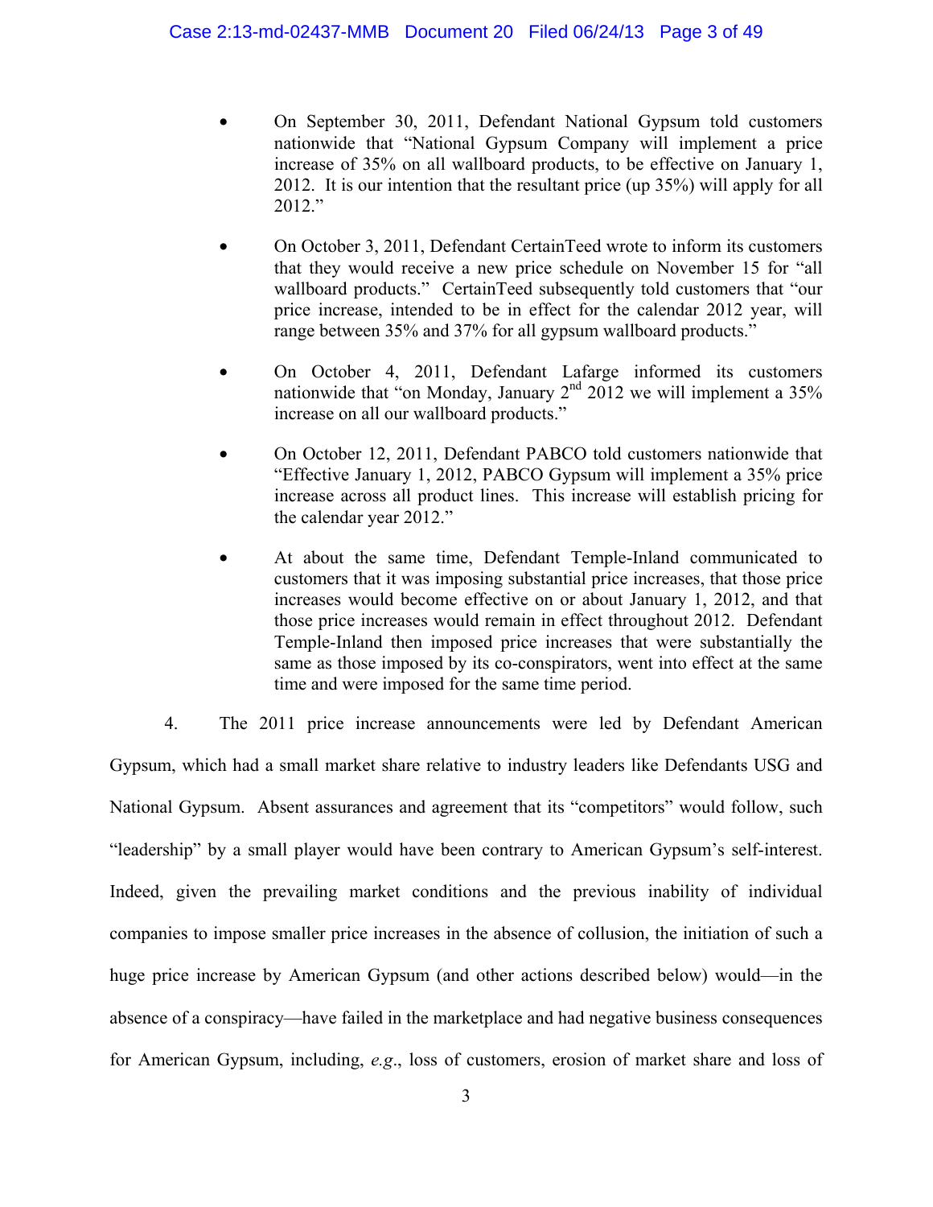- On September 30, 2011, Defendant National Gypsum told customers nationwide that "National Gypsum Company will implement a price increase of 35% on all wallboard products, to be effective on January 1, 2012. It is our intention that the resultant price (up 35%) will apply for all 2012."

- On October 3, 2011, Defendant CertainTeed wrote to inform its customers that they would receive a new price schedule on November 15 for "all wallboard products." CertainTeed subsequently told customers that "our price increase, intended to be in effect for the calendar 2012 year, will range between 35% and 37% for all gypsum wallboard products."

- On October 4, 2011, Defendant Lafarge informed its customers nationwide that "on Monday, January 2nd 2012 we will implement a 35% increase on all our wallboard products."

- On October 12, 2011, Defendant PABCO told customers nationwide that "Effective January 1, 2012, PABCO Gypsum will implement a 35% price increase across all product lines. This increase will establish pricing for the calendar year 2012."

- At about the same time, Defendant Temple-Inland communicated to customers that it was imposing substantial price increases, that those price increases would become effective on or about January 1, 2012, and that those price increases would remain in effect throughout 2012. Defendant Temple-Inland then imposed price increases that were substantially the same as those imposed by its co-conspirators, went into effect at the same time and were imposed for the same time period.

4. The 2011 price increase announcements were led by Defendant American Gypsum, which had a small market share relative to industry leaders like Defendants USG and National Gypsum. Absent assurances and agreement that its "competitors" would follow, such "leadership" by a small player would have been contrary to American Gypsum's self-interest. Indeed, given the prevailing market conditions and the previous inability of individual companies to impose smaller price increases in the absence of collusion, the initiation of such a huge price increase by American Gypsum (and other actions described below) would—in the absence of a conspiracy—have failed in the marketplace and had negative business consequences for American Gypsum, including, *e.g.*, loss of customers, erosion of market share and loss of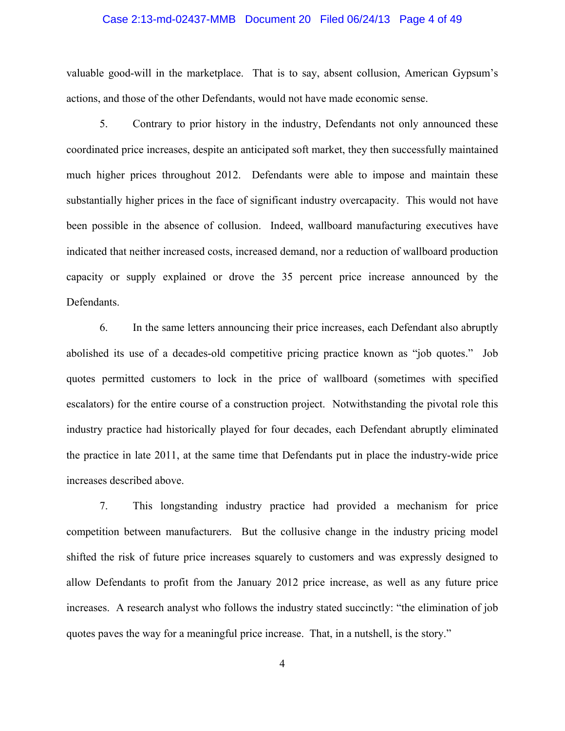valuable good-will in the marketplace. That is to say, absent collusion, American Gypsum's actions, and those of the other Defendants, would not have made economic sense.

5. Contrary to prior history in the industry, Defendants not only announced these coordinated price increases, despite an anticipated soft market, they then successfully maintained much higher prices throughout 2012. Defendants were able to impose and maintain these substantially higher prices in the face of significant industry overcapacity. This would not have been possible in the absence of collusion. Indeed, wallboard manufacturing executives have indicated that neither increased costs, increased demand, nor a reduction of wallboard production capacity or supply explained or drove the 35 percent price increase announced by the Defendants.

6. In the same letters announcing their price increases, each Defendant also abruptly abolished its use of a decades-old competitive pricing practice known as "job quotes." Job quotes permitted customers to lock in the price of wallboard (sometimes with specified escalators) for the entire course of a construction project. Notwithstanding the pivotal role this industry practice had historically played for four decades, each Defendant abruptly eliminated the practice in late 2011, at the same time that Defendants put in place the industry-wide price increases described above.

7. This longstanding industry practice had provided a mechanism for price competition between manufacturers. But the collusive change in the industry pricing model shifted the risk of future price increases squarely to customers and was expressly designed to allow Defendants to profit from the January 2012 price increase, as well as any future price increases. A research analyst who follows the industry stated succinctly: "the elimination of job quotes paves the way for a meaningful price increase. That, in a nutshell, is the story."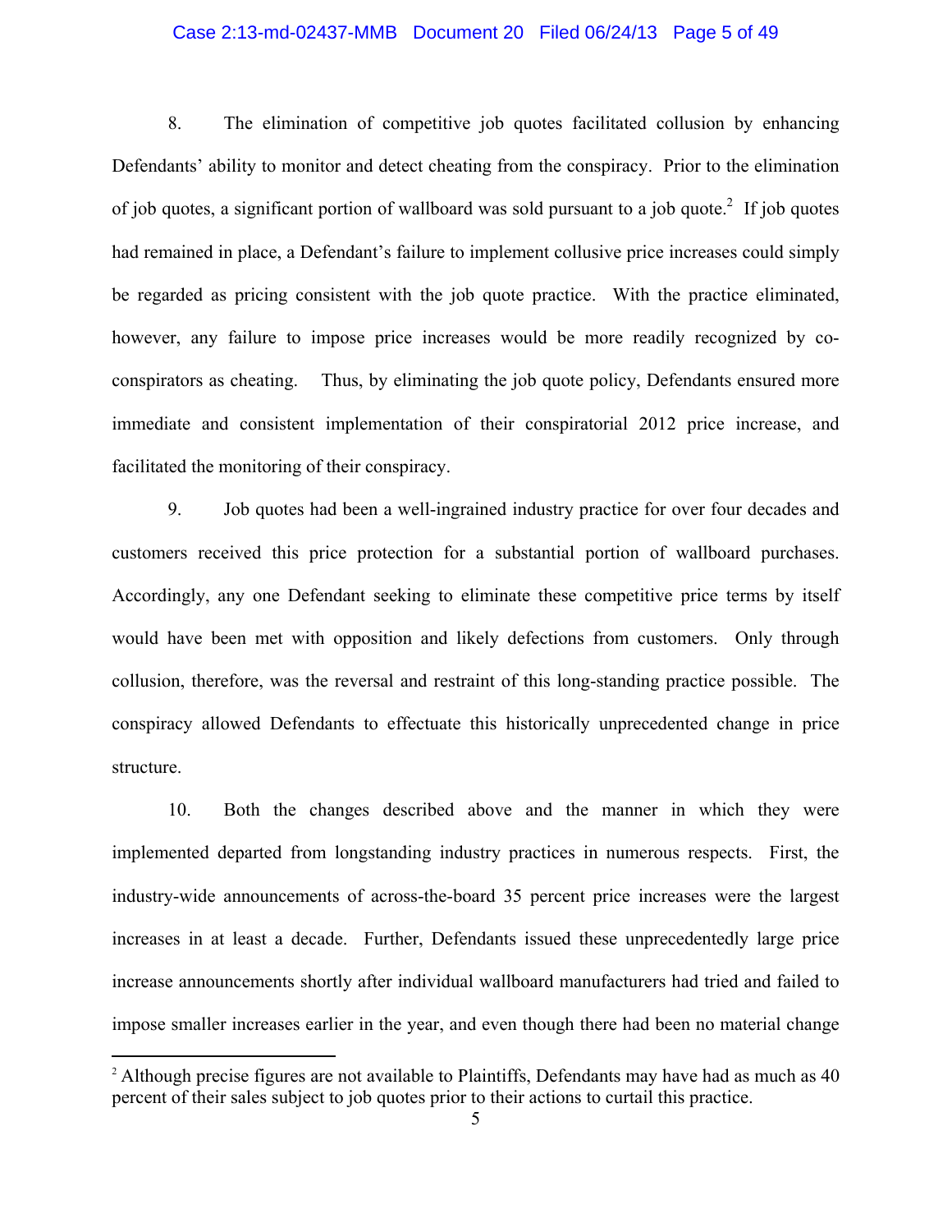8. The elimination of competitive job quotes facilitated collusion by enhancing Defendants' ability to monitor and detect cheating from the conspiracy. Prior to the elimination of job quotes, a significant portion of wallboard was sold pursuant to a job quote.[2] If job quotes had remained in place, a Defendant's failure to implement collusive price increases could simply be regarded as pricing consistent with the job quote practice. With the practice eliminated, however, any failure to impose price increases would be more readily recognized by co-conspirators as cheating. Thus, by eliminating the job quote policy, Defendants ensured more immediate and consistent implementation of their conspiratorial 2012 price increase, and facilitated the monitoring of their conspiracy.

9. Job quotes had been a well-ingrained industry practice for over four decades and customers received this price protection for a substantial portion of wallboard purchases. Accordingly, any one Defendant seeking to eliminate these competitive price terms by itself would have been met with opposition and likely defections from customers. Only through collusion, therefore, was the reversal and restraint of this long-standing practice possible. The conspiracy allowed Defendants to effectuate this historically unprecedented change in price structure.

10. Both the changes described above and the manner in which they were implemented departed from longstanding industry practices in numerous respects. First, the industry-wide announcements of across-the-board 35 percent price increases were the largest increases in at least a decade. Further, Defendants issued these unprecedentedly large price increase announcements shortly after individual wallboard manufacturers had tried and failed to impose smaller increases earlier in the year, and even though there had been no material change

---

[2] Although precise figures are not available to Plaintiffs, Defendants may have had as much as 40 percent of their sales subject to job quotes prior to their actions to curtail this practice.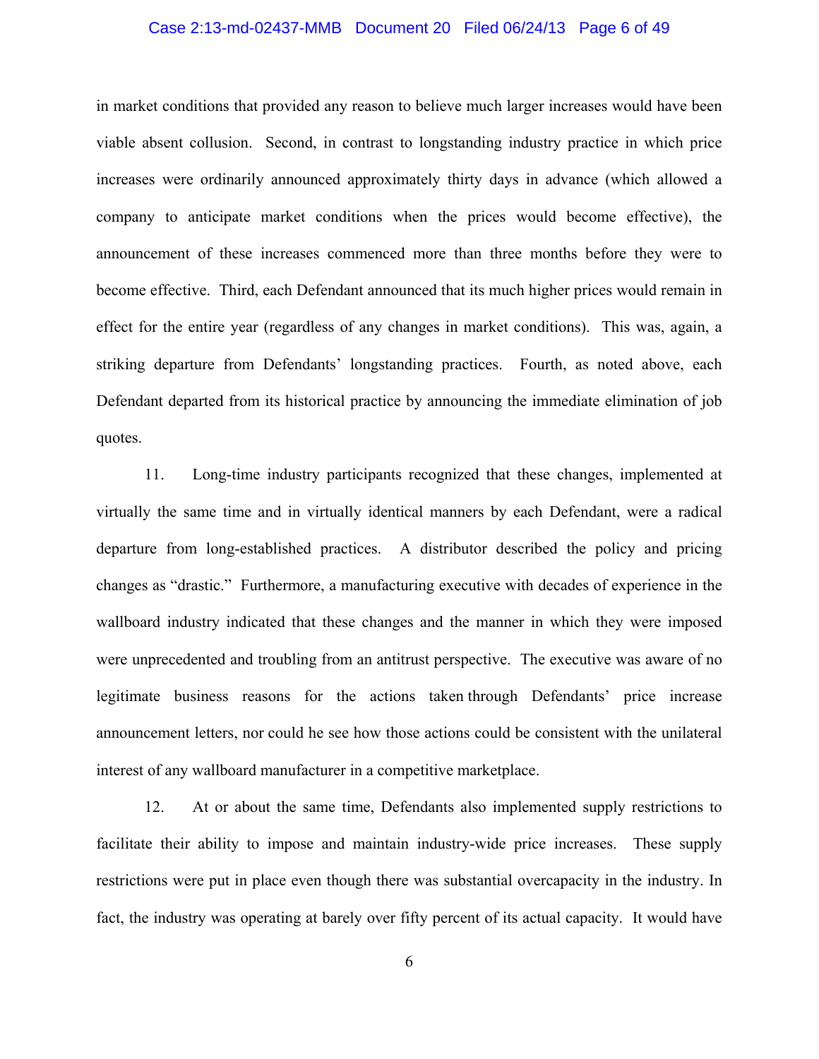in market conditions that provided any reason to believe much larger increases would have been viable absent collusion. Second, in contrast to longstanding industry practice in which price increases were ordinarily announced approximately thirty days in advance (which allowed a company to anticipate market conditions when the prices would become effective), the announcement of these increases commenced more than three months before they were to become effective. Third, each Defendant announced that its much higher prices would remain in effect for the entire year (regardless of any changes in market conditions). This was, again, a striking departure from Defendants' longstanding practices. Fourth, as noted above, each Defendant departed from its historical practice by announcing the immediate elimination of job quotes.

11. Long-time industry participants recognized that these changes, implemented at virtually the same time and in virtually identical manners by each Defendant, were a radical departure from long-established practices. A distributor described the policy and pricing changes as "drastic." Furthermore, a manufacturing executive with decades of experience in the wallboard industry indicated that these changes and the manner in which they were imposed were unprecedented and troubling from an antitrust perspective. The executive was aware of no legitimate business reasons for the actions taken through Defendants' price increase announcement letters, nor could he see how those actions could be consistent with the unilateral interest of any wallboard manufacturer in a competitive marketplace.

12. At or about the same time, Defendants also implemented supply restrictions to facilitate their ability to impose and maintain industry-wide price increases. These supply restrictions were put in place even though there was substantial overcapacity in the industry. In fact, the industry was operating at barely over fifty percent of its actual capacity. It would have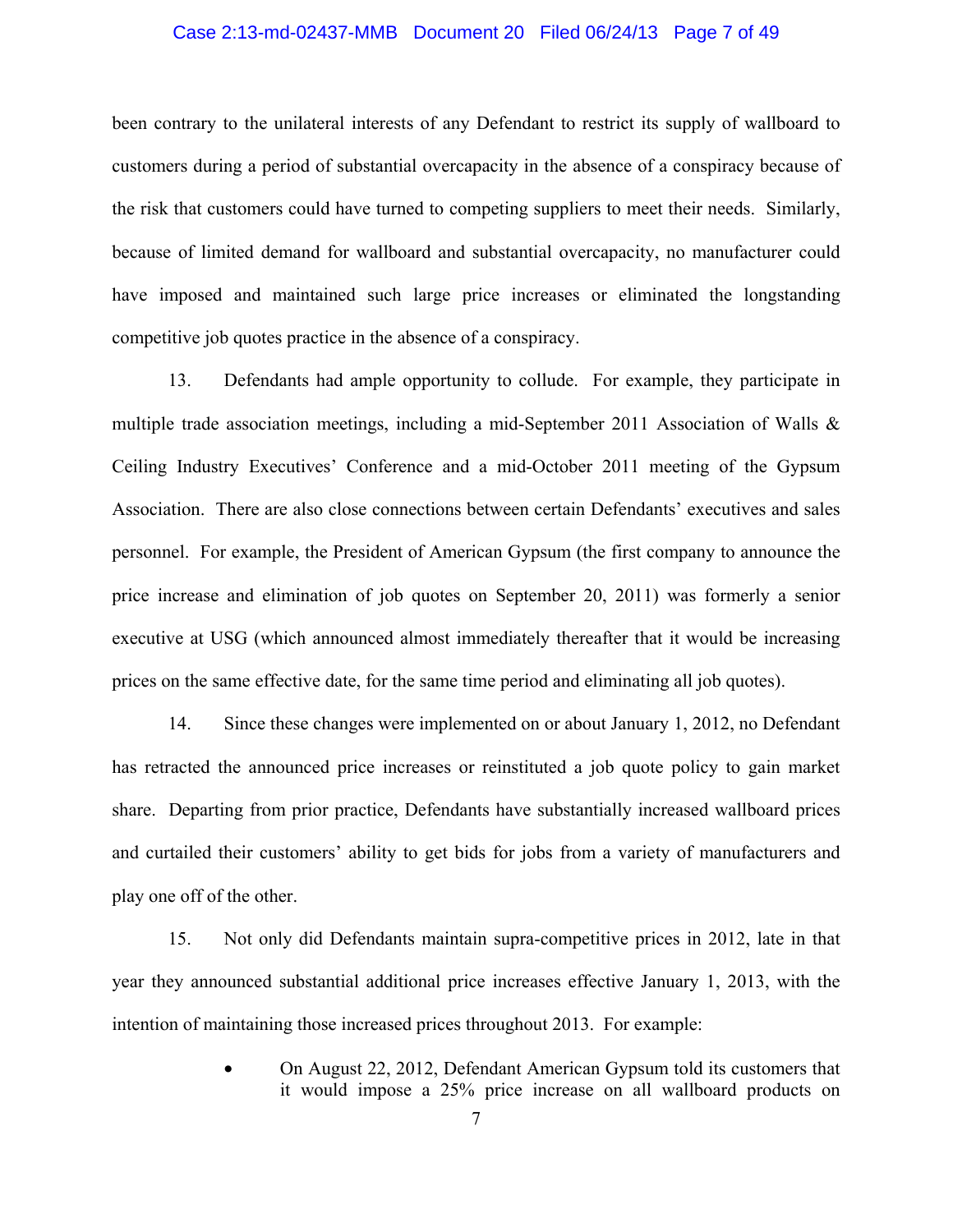been contrary to the unilateral interests of any Defendant to restrict its supply of wallboard to customers during a period of substantial overcapacity in the absence of a conspiracy because of the risk that customers could have turned to competing suppliers to meet their needs. Similarly, because of limited demand for wallboard and substantial overcapacity, no manufacturer could have imposed and maintained such large price increases or eliminated the longstanding competitive job quotes practice in the absence of a conspiracy.

13. Defendants had ample opportunity to collude. For example, they participate in multiple trade association meetings, including a mid-September 2011 Association of Walls & Ceiling Industry Executives' Conference and a mid-October 2011 meeting of the Gypsum Association. There are also close connections between certain Defendants' executives and sales personnel. For example, the President of American Gypsum (the first company to announce the price increase and elimination of job quotes on September 20, 2011) was formerly a senior executive at USG (which announced almost immediately thereafter that it would be increasing prices on the same effective date, for the same time period and eliminating all job quotes).

14. Since these changes were implemented on or about January 1, 2012, no Defendant has retracted the announced price increases or reinstituted a job quote policy to gain market share. Departing from prior practice, Defendants have substantially increased wallboard prices and curtailed their customers' ability to get bids for jobs from a variety of manufacturers and play one off of the other.

15. Not only did Defendants maintain supra-competitive prices in 2012, late in that year they announced substantial additional price increases effective January 1, 2013, with the intention of maintaining those increased prices throughout 2013. For example:

- On August 22, 2012, Defendant American Gypsum told its customers that it would impose a 25% price increase on all wallboard products on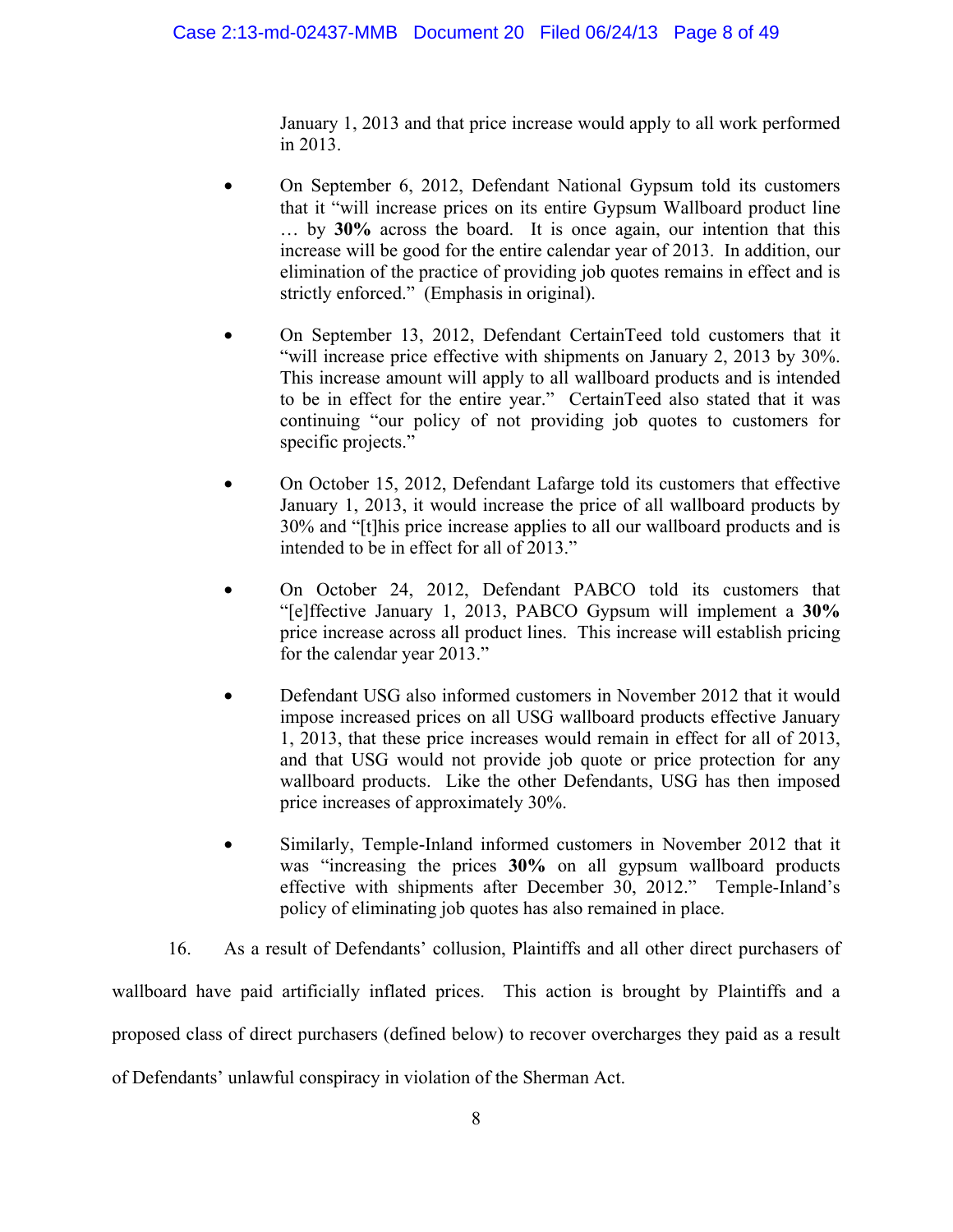January 1, 2013 and that price increase would apply to all work performed in 2013.

- On September 6, 2012, Defendant National Gypsum told its customers that it "will increase prices on its entire Gypsum Wallboard product line … by **30%** across the board. It is once again, our intention that this increase will be good for the entire calendar year of 2013. In addition, our elimination of the practice of providing job quotes remains in effect and is strictly enforced." (Emphasis in original).

- On September 13, 2012, Defendant CertainTeed told customers that it "will increase price effective with shipments on January 2, 2013 by 30%. This increase amount will apply to all wallboard products and is intended to be in effect for the entire year." CertainTeed also stated that it was continuing "our policy of not providing job quotes to customers for specific projects."

- On October 15, 2012, Defendant Lafarge told its customers that effective January 1, 2013, it would increase the price of all wallboard products by 30% and "[t]his price increase applies to all our wallboard products and is intended to be in effect for all of 2013."

- On October 24, 2012, Defendant PABCO told its customers that "[e]ffective January 1, 2013, PABCO Gypsum will implement a **30%** price increase across all product lines. This increase will establish pricing for the calendar year 2013."

- Defendant USG also informed customers in November 2012 that it would impose increased prices on all USG wallboard products effective January 1, 2013, that these price increases would remain in effect for all of 2013, and that USG would not provide job quote or price protection for any wallboard products. Like the other Defendants, USG has then imposed price increases of approximately 30%.

- Similarly, Temple-Inland informed customers in November 2012 that it was "increasing the prices **30%** on all gypsum wallboard products effective with shipments after December 30, 2012." Temple-Inland's policy of eliminating job quotes has also remained in place.

16. As a result of Defendants' collusion, Plaintiffs and all other direct purchasers of wallboard have paid artificially inflated prices. This action is brought by Plaintiffs and a proposed class of direct purchasers (defined below) to recover overcharges they paid as a result of Defendants' unlawful conspiracy in violation of the Sherman Act.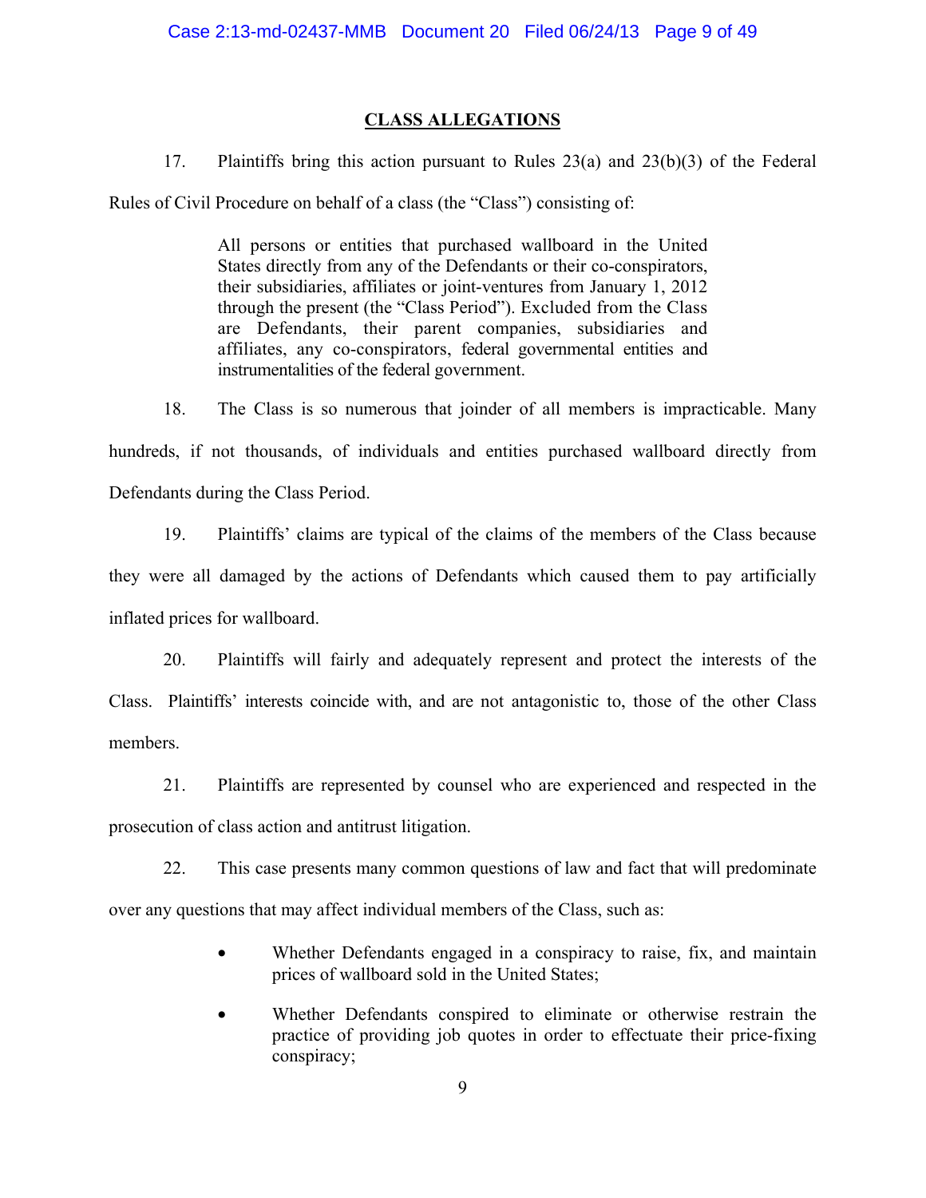## CLASS ALLEGATIONS

17. Plaintiffs bring this action pursuant to Rules 23(a) and 23(b)(3) of the Federal Rules of Civil Procedure on behalf of a class (the "Class") consisting of:

> All persons or entities that purchased wallboard in the United States directly from any of the Defendants or their co-conspirators, their subsidiaries, affiliates or joint-ventures from January 1, 2012 through the present (the "Class Period"). Excluded from the Class are Defendants, their parent companies, subsidiaries and affiliates, any co-conspirators, federal governmental entities and instrumentalities of the federal government.

18. The Class is so numerous that joinder of all members is impracticable. Many hundreds, if not thousands, of individuals and entities purchased wallboard directly from Defendants during the Class Period.

19. Plaintiffs' claims are typical of the claims of the members of the Class because they were all damaged by the actions of Defendants which caused them to pay artificially inflated prices for wallboard.

20. Plaintiffs will fairly and adequately represent and protect the interests of the Class. Plaintiffs' interests coincide with, and are not antagonistic to, those of the other Class members.

21. Plaintiffs are represented by counsel who are experienced and respected in the prosecution of class action and antitrust litigation.

22. This case presents many common questions of law and fact that will predominate over any questions that may affect individual members of the Class, such as:

- Whether Defendants engaged in a conspiracy to raise, fix, and maintain prices of wallboard sold in the United States;
- Whether Defendants conspired to eliminate or otherwise restrain the practice of providing job quotes in order to effectuate their price-fixing conspiracy;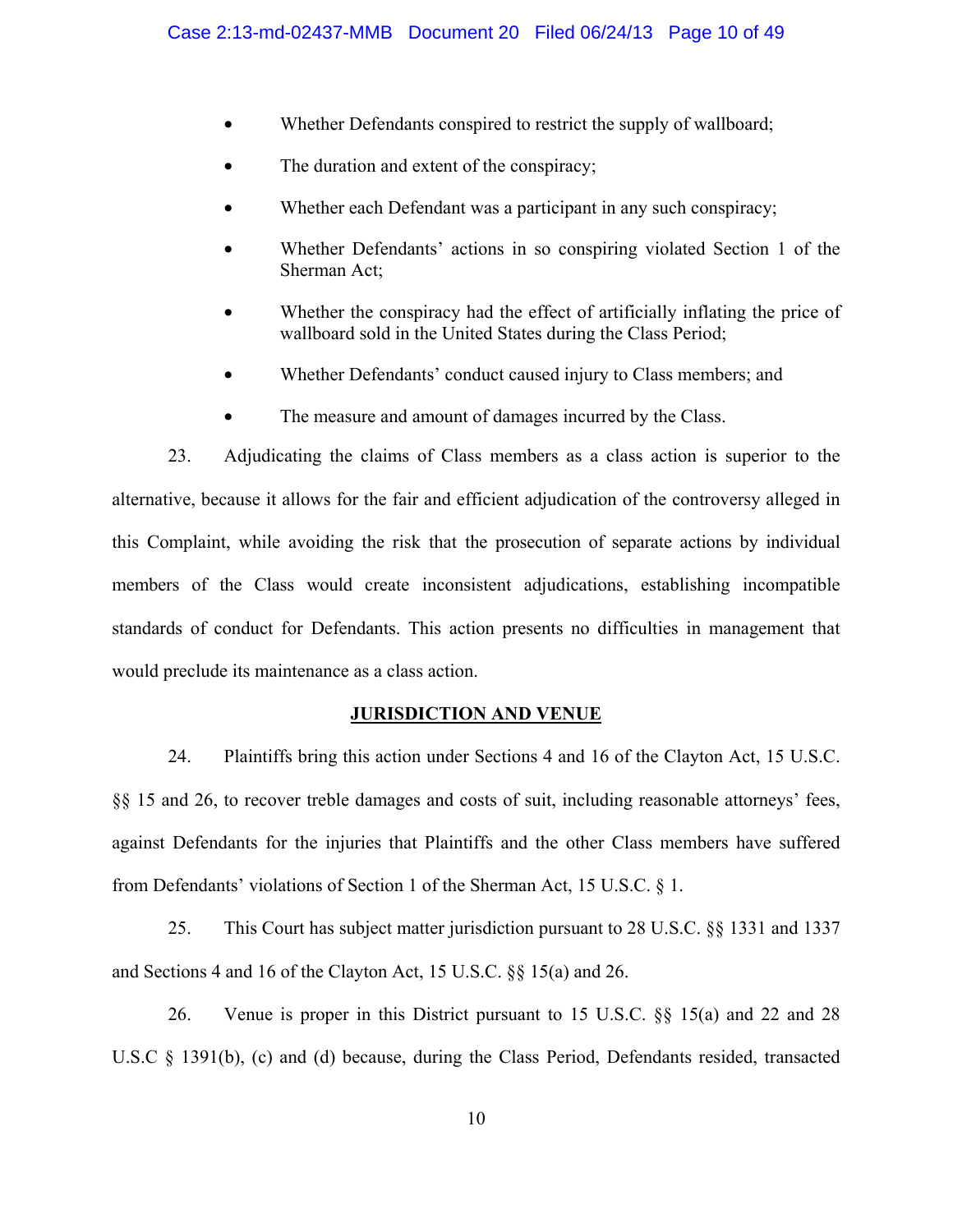- Whether Defendants conspired to restrict the supply of wallboard;
- The duration and extent of the conspiracy;
- Whether each Defendant was a participant in any such conspiracy;
- Whether Defendants' actions in so conspiring violated Section 1 of the Sherman Act;
- Whether the conspiracy had the effect of artificially inflating the price of wallboard sold in the United States during the Class Period;
- Whether Defendants' conduct caused injury to Class members; and
- The measure and amount of damages incurred by the Class.

23. Adjudicating the claims of Class members as a class action is superior to the alternative, because it allows for the fair and efficient adjudication of the controversy alleged in this Complaint, while avoiding the risk that the prosecution of separate actions by individual members of the Class would create inconsistent adjudications, establishing incompatible standards of conduct for Defendants. This action presents no difficulties in management that would preclude its maintenance as a class action.

## JURISDICTION AND VENUE

24. Plaintiffs bring this action under Sections 4 and 16 of the Clayton Act, 15 U.S.C. §§ 15 and 26, to recover treble damages and costs of suit, including reasonable attorneys' fees, against Defendants for the injuries that Plaintiffs and the other Class members have suffered from Defendants' violations of Section 1 of the Sherman Act, 15 U.S.C. § 1.

25. This Court has subject matter jurisdiction pursuant to 28 U.S.C. §§ 1331 and 1337 and Sections 4 and 16 of the Clayton Act, 15 U.S.C. §§ 15(a) and 26.

26. Venue is proper in this District pursuant to 15 U.S.C. §§ 15(a) and 22 and 28 U.S.C § 1391(b), (c) and (d) because, during the Class Period, Defendants resided, transacted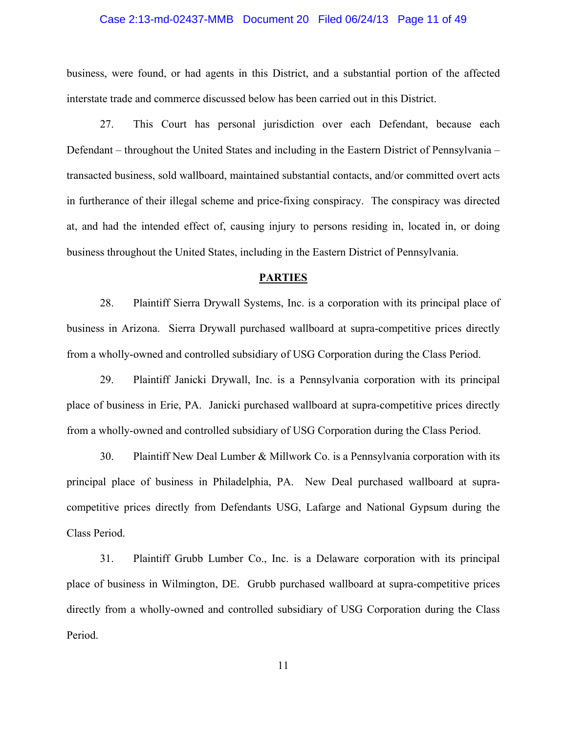business, were found, or had agents in this District, and a substantial portion of the affected interstate trade and commerce discussed below has been carried out in this District.

27. This Court has personal jurisdiction over each Defendant, because each Defendant – throughout the United States and including in the Eastern District of Pennsylvania – transacted business, sold wallboard, maintained substantial contacts, and/or committed overt acts in furtherance of their illegal scheme and price-fixing conspiracy. The conspiracy was directed at, and had the intended effect of, causing injury to persons residing in, located in, or doing business throughout the United States, including in the Eastern District of Pennsylvania.

## PARTIES

28. Plaintiff Sierra Drywall Systems, Inc. is a corporation with its principal place of business in Arizona. Sierra Drywall purchased wallboard at supra-competitive prices directly from a wholly-owned and controlled subsidiary of USG Corporation during the Class Period.

29. Plaintiff Janicki Drywall, Inc. is a Pennsylvania corporation with its principal place of business in Erie, PA. Janicki purchased wallboard at supra-competitive prices directly from a wholly-owned and controlled subsidiary of USG Corporation during the Class Period.

30. Plaintiff New Deal Lumber & Millwork Co. is a Pennsylvania corporation with its principal place of business in Philadelphia, PA. New Deal purchased wallboard at supra-competitive prices directly from Defendants USG, Lafarge and National Gypsum during the Class Period.

31. Plaintiff Grubb Lumber Co., Inc. is a Delaware corporation with its principal place of business in Wilmington, DE. Grubb purchased wallboard at supra-competitive prices directly from a wholly-owned and controlled subsidiary of USG Corporation during the Class Period.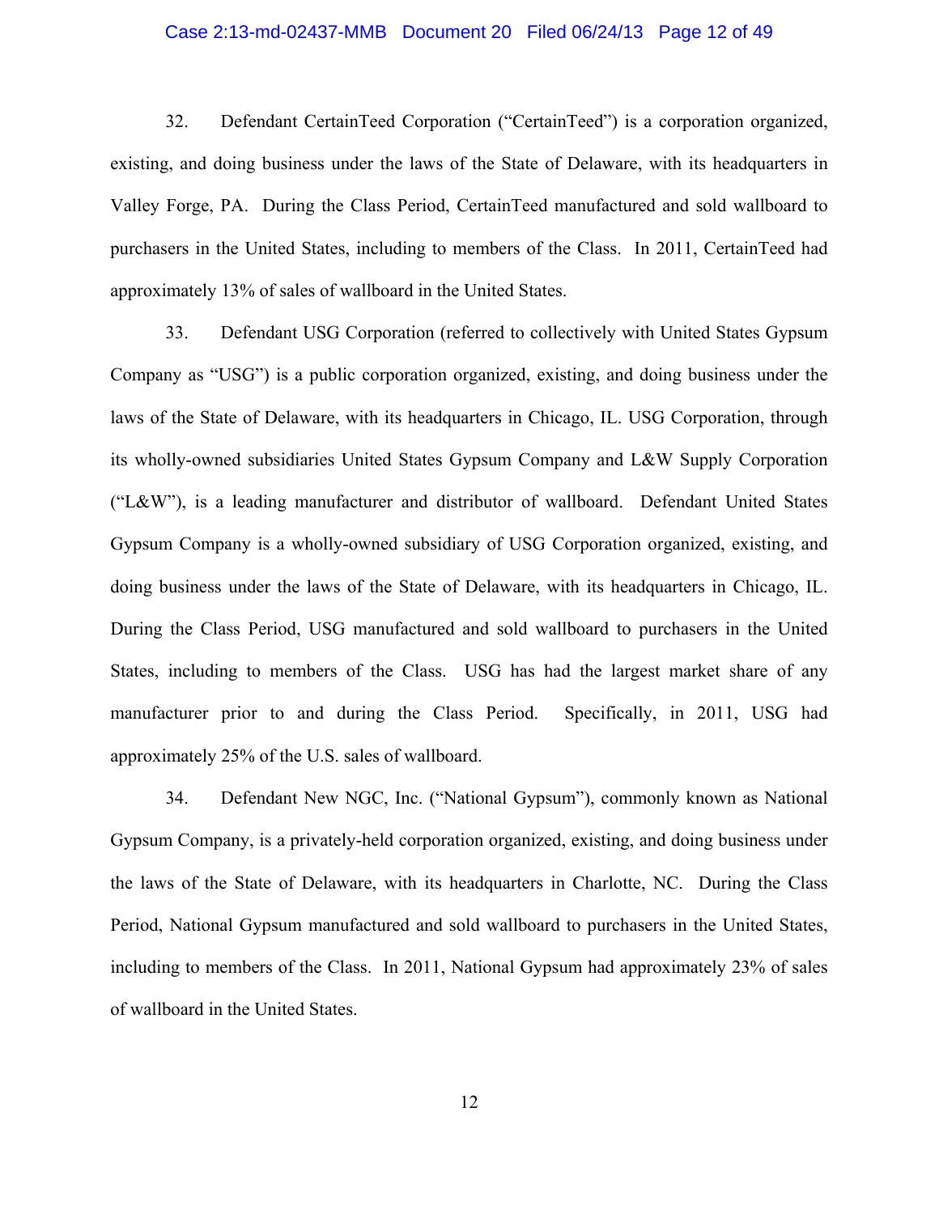32. Defendant CertainTeed Corporation ("CertainTeed") is a corporation organized, existing, and doing business under the laws of the State of Delaware, with its headquarters in Valley Forge, PA. During the Class Period, CertainTeed manufactured and sold wallboard to purchasers in the United States, including to members of the Class. In 2011, CertainTeed had approximately 13% of sales of wallboard in the United States.

33. Defendant USG Corporation (referred to collectively with United States Gypsum Company as "USG") is a public corporation organized, existing, and doing business under the laws of the State of Delaware, with its headquarters in Chicago, IL. USG Corporation, through its wholly-owned subsidiaries United States Gypsum Company and L&W Supply Corporation ("L&W"), is a leading manufacturer and distributor of wallboard. Defendant United States Gypsum Company is a wholly-owned subsidiary of USG Corporation organized, existing, and doing business under the laws of the State of Delaware, with its headquarters in Chicago, IL. During the Class Period, USG manufactured and sold wallboard to purchasers in the United States, including to members of the Class. USG has had the largest market share of any manufacturer prior to and during the Class Period. Specifically, in 2011, USG had approximately 25% of the U.S. sales of wallboard.

34. Defendant New NGC, Inc. ("National Gypsum"), commonly known as National Gypsum Company, is a privately-held corporation organized, existing, and doing business under the laws of the State of Delaware, with its headquarters in Charlotte, NC. During the Class Period, National Gypsum manufactured and sold wallboard to purchasers in the United States, including to members of the Class. In 2011, National Gypsum had approximately 23% of sales of wallboard in the United States.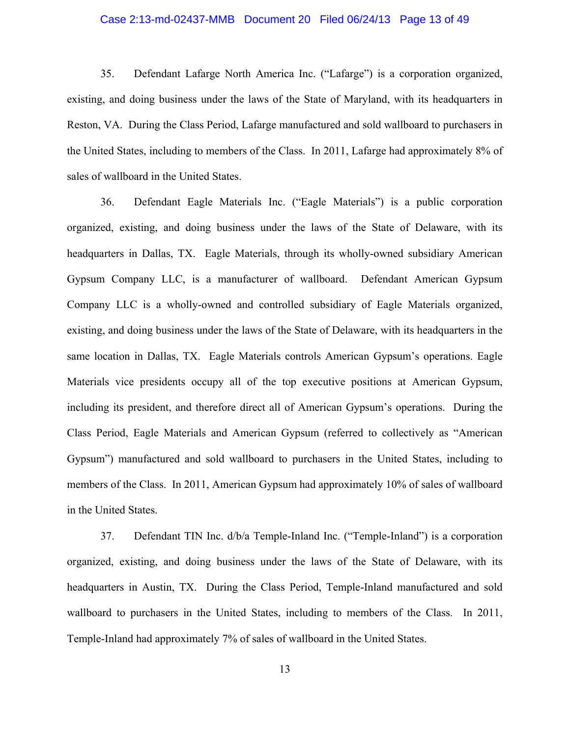35. Defendant Lafarge North America Inc. ("Lafarge") is a corporation organized, existing, and doing business under the laws of the State of Maryland, with its headquarters in Reston, VA. During the Class Period, Lafarge manufactured and sold wallboard to purchasers in the United States, including to members of the Class. In 2011, Lafarge had approximately 8% of sales of wallboard in the United States.

36. Defendant Eagle Materials Inc. ("Eagle Materials") is a public corporation organized, existing, and doing business under the laws of the State of Delaware, with its headquarters in Dallas, TX. Eagle Materials, through its wholly-owned subsidiary American Gypsum Company LLC, is a manufacturer of wallboard. Defendant American Gypsum Company LLC is a wholly-owned and controlled subsidiary of Eagle Materials organized, existing, and doing business under the laws of the State of Delaware, with its headquarters in the same location in Dallas, TX. Eagle Materials controls American Gypsum's operations. Eagle Materials vice presidents occupy all of the top executive positions at American Gypsum, including its president, and therefore direct all of American Gypsum's operations. During the Class Period, Eagle Materials and American Gypsum (referred to collectively as "American Gypsum") manufactured and sold wallboard to purchasers in the United States, including to members of the Class. In 2011, American Gypsum had approximately 10% of sales of wallboard in the United States.

37. Defendant TIN Inc. d/b/a Temple-Inland Inc. ("Temple-Inland") is a corporation organized, existing, and doing business under the laws of the State of Delaware, with its headquarters in Austin, TX. During the Class Period, Temple-Inland manufactured and sold wallboard to purchasers in the United States, including to members of the Class. In 2011, Temple-Inland had approximately 7% of sales of wallboard in the United States.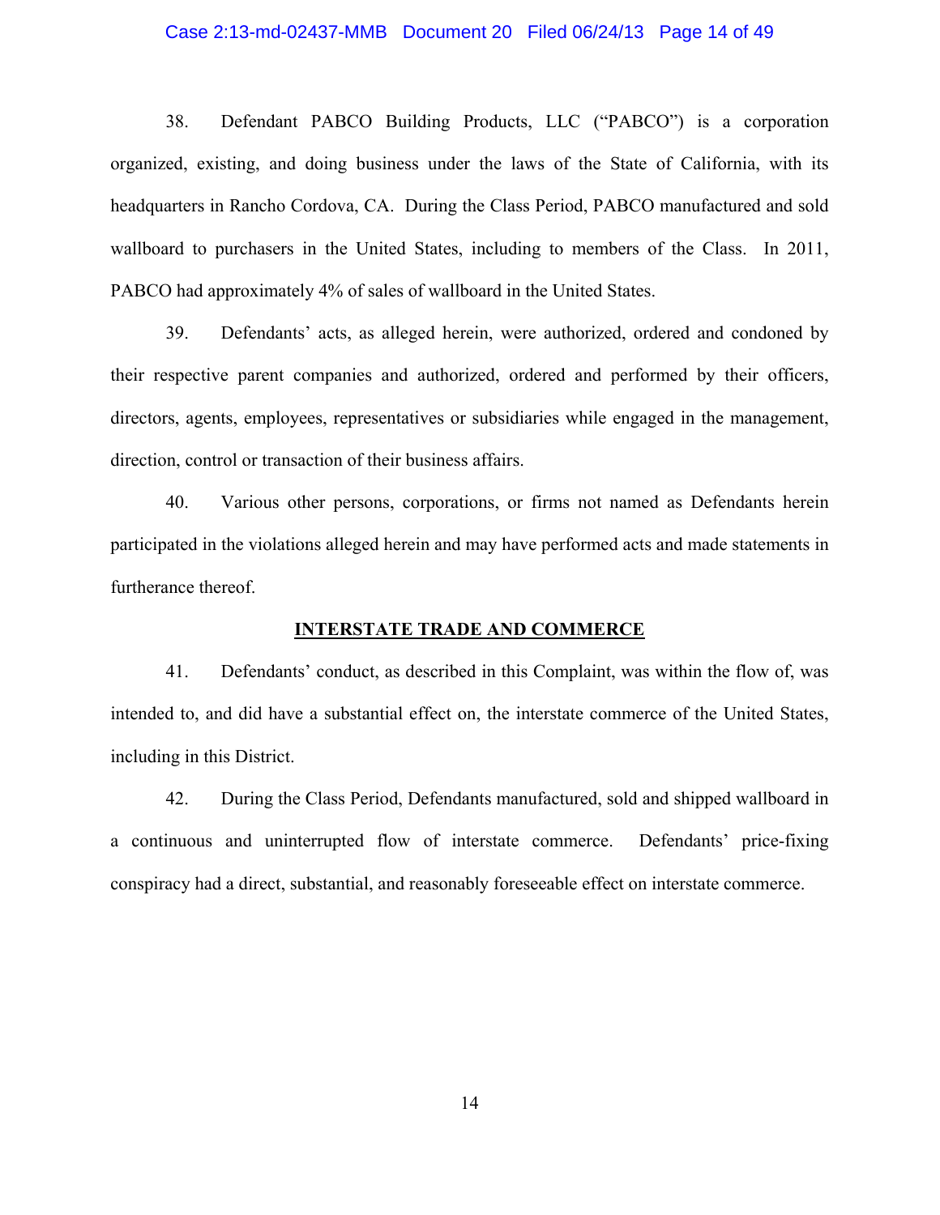38. Defendant PABCO Building Products, LLC ("PABCO") is a corporation organized, existing, and doing business under the laws of the State of California, with its headquarters in Rancho Cordova, CA. During the Class Period, PABCO manufactured and sold wallboard to purchasers in the United States, including to members of the Class. In 2011, PABCO had approximately 4% of sales of wallboard in the United States.

39. Defendants' acts, as alleged herein, were authorized, ordered and condoned by their respective parent companies and authorized, ordered and performed by their officers, directors, agents, employees, representatives or subsidiaries while engaged in the management, direction, control or transaction of their business affairs.

40. Various other persons, corporations, or firms not named as Defendants herein participated in the violations alleged herein and may have performed acts and made statements in furtherance thereof.

## INTERSTATE TRADE AND COMMERCE

41. Defendants' conduct, as described in this Complaint, was within the flow of, was intended to, and did have a substantial effect on, the interstate commerce of the United States, including in this District.

42. During the Class Period, Defendants manufactured, sold and shipped wallboard in a continuous and uninterrupted flow of interstate commerce. Defendants' price-fixing conspiracy had a direct, substantial, and reasonably foreseeable effect on interstate commerce.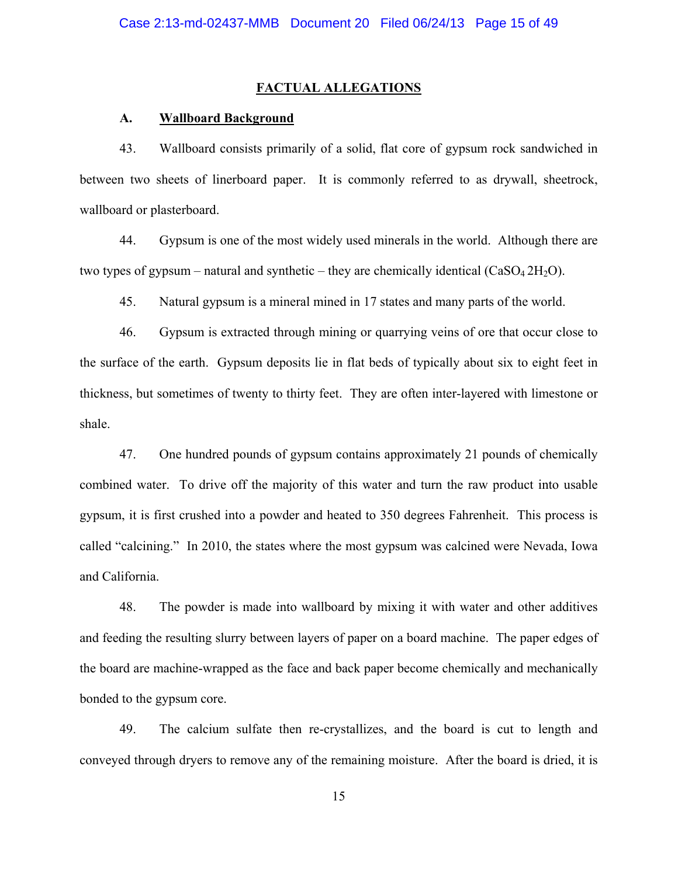## FACTUAL ALLEGATIONS

### A. Wallboard Background

43. Wallboard consists primarily of a solid, flat core of gypsum rock sandwiched in between two sheets of linerboard paper. It is commonly referred to as drywall, sheetrock, wallboard or plasterboard.

44. Gypsum is one of the most widely used minerals in the world. Although there are two types of gypsum – natural and synthetic – they are chemically identical ($CaSO_4 \, 2H_2O$).

45. Natural gypsum is a mineral mined in 17 states and many parts of the world.

46. Gypsum is extracted through mining or quarrying veins of ore that occur close to the surface of the earth. Gypsum deposits lie in flat beds of typically about six to eight feet in thickness, but sometimes of twenty to thirty feet. They are often inter-layered with limestone or shale.

47. One hundred pounds of gypsum contains approximately 21 pounds of chemically combined water. To drive off the majority of this water and turn the raw product into usable gypsum, it is first crushed into a powder and heated to 350 degrees Fahrenheit. This process is called "calcining." In 2010, the states where the most gypsum was calcined were Nevada, Iowa and California.

48. The powder is made into wallboard by mixing it with water and other additives and feeding the resulting slurry between layers of paper on a board machine. The paper edges of the board are machine-wrapped as the face and back paper become chemically and mechanically bonded to the gypsum core.

49. The calcium sulfate then re-crystallizes, and the board is cut to length and conveyed through dryers to remove any of the remaining moisture. After the board is dried, it is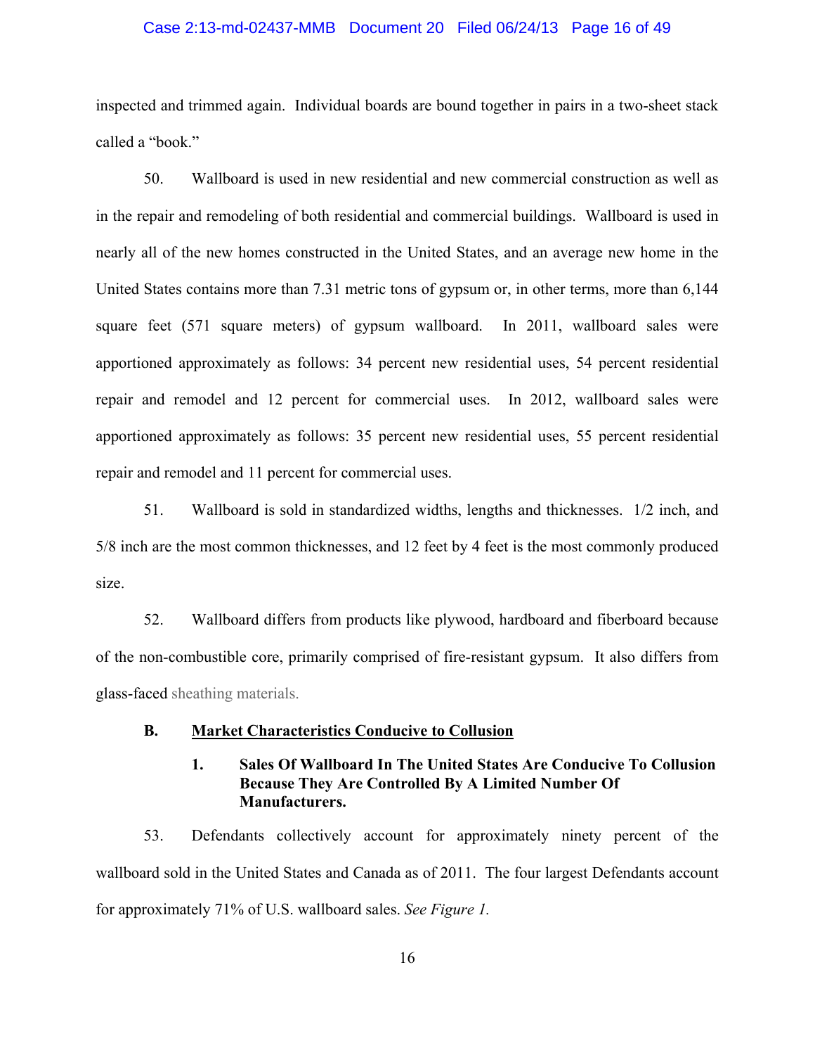inspected and trimmed again. Individual boards are bound together in pairs in a two-sheet stack called a "book."

50. Wallboard is used in new residential and new commercial construction as well as in the repair and remodeling of both residential and commercial buildings. Wallboard is used in nearly all of the new homes constructed in the United States, and an average new home in the United States contains more than 7.31 metric tons of gypsum or, in other terms, more than 6,144 square feet (571 square meters) of gypsum wallboard. In 2011, wallboard sales were apportioned approximately as follows: 34 percent new residential uses, 54 percent residential repair and remodel and 12 percent for commercial uses. In 2012, wallboard sales were apportioned approximately as follows: 35 percent new residential uses, 55 percent residential repair and remodel and 11 percent for commercial uses.

51. Wallboard is sold in standardized widths, lengths and thicknesses. 1/2 inch, and 5/8 inch are the most common thicknesses, and 12 feet by 4 feet is the most commonly produced size.

52. Wallboard differs from products like plywood, hardboard and fiberboard because of the non-combustible core, primarily comprised of fire-resistant gypsum. It also differs from glass-faced sheathing materials.

## B. <u>Market Characteristics Conducive to Collusion</u>

### 1. Sales Of Wallboard In The United States Are Conducive To Collusion Because They Are Controlled By A Limited Number Of Manufacturers.

53. Defendants collectively account for approximately ninety percent of the wallboard sold in the United States and Canada as of 2011. The four largest Defendants account for approximately 71% of U.S. wallboard sales. *See Figure 1.*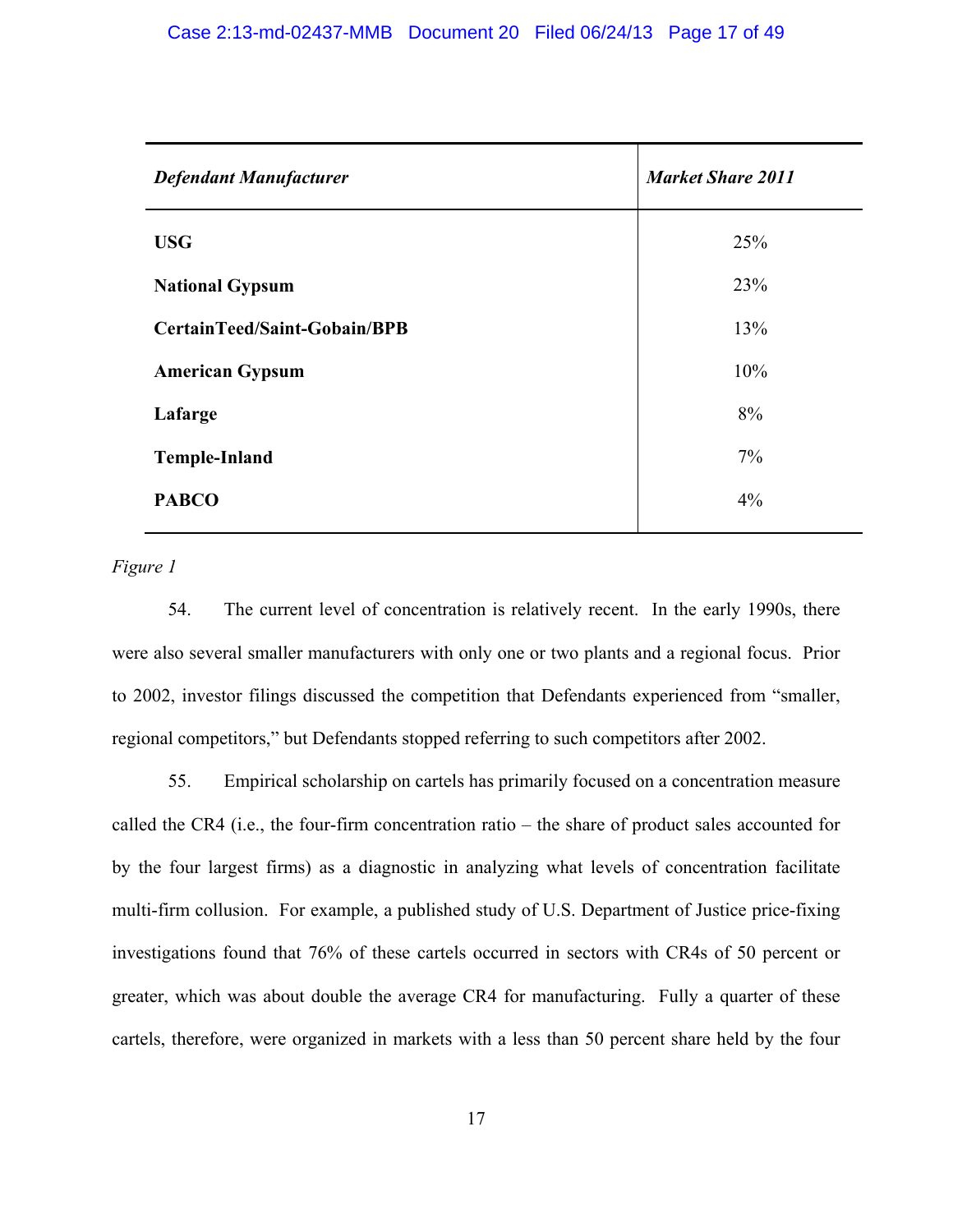| *Defendant Manufacturer* | *Market Share 2011* |
|---|---|
| **USG** | 25% |
| **National Gypsum** | 23% |
| **CertainTeed/Saint-Gobain/BPB** | 13% |
| **American Gypsum** | 10% |
| **Lafarge** | 8% |
| **Temple-Inland** | 7% |
| **PABCO** | 4% |

*Figure 1*

54. The current level of concentration is relatively recent. In the early 1990s, there were also several smaller manufacturers with only one or two plants and a regional focus. Prior to 2002, investor filings discussed the competition that Defendants experienced from "smaller, regional competitors," but Defendants stopped referring to such competitors after 2002.

55. Empirical scholarship on cartels has primarily focused on a concentration measure called the CR4 (i.e., the four-firm concentration ratio – the share of product sales accounted for by the four largest firms) as a diagnostic in analyzing what levels of concentration facilitate multi-firm collusion. For example, a published study of U.S. Department of Justice price-fixing investigations found that 76% of these cartels occurred in sectors with CR4s of 50 percent or greater, which was about double the average CR4 for manufacturing. Fully a quarter of these cartels, therefore, were organized in markets with a less than 50 percent share held by the four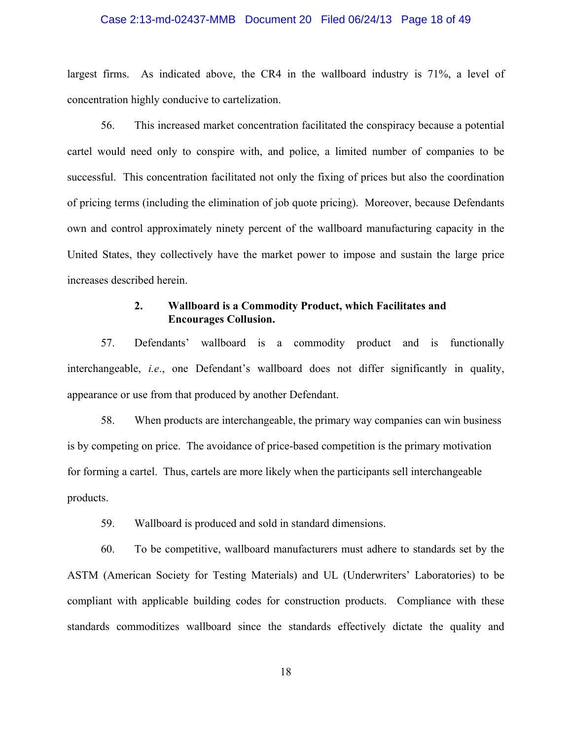largest firms. As indicated above, the CR4 in the wallboard industry is 71%, a level of concentration highly conducive to cartelization.

56. This increased market concentration facilitated the conspiracy because a potential cartel would need only to conspire with, and police, a limited number of companies to be successful. This concentration facilitated not only the fixing of prices but also the coordination of pricing terms (including the elimination of job quote pricing). Moreover, because Defendants own and control approximately ninety percent of the wallboard manufacturing capacity in the United States, they collectively have the market power to impose and sustain the large price increases described herein.

### 2. Wallboard is a Commodity Product, which Facilitates and Encourages Collusion.

57. Defendants' wallboard is a commodity product and is functionally interchangeable, *i.e.*, one Defendant's wallboard does not differ significantly in quality, appearance or use from that produced by another Defendant.

58. When products are interchangeable, the primary way companies can win business is by competing on price. The avoidance of price-based competition is the primary motivation for forming a cartel. Thus, cartels are more likely when the participants sell interchangeable products.

59. Wallboard is produced and sold in standard dimensions.

60. To be competitive, wallboard manufacturers must adhere to standards set by the ASTM (American Society for Testing Materials) and UL (Underwriters' Laboratories) to be compliant with applicable building codes for construction products. Compliance with these standards commoditizes wallboard since the standards effectively dictate the quality and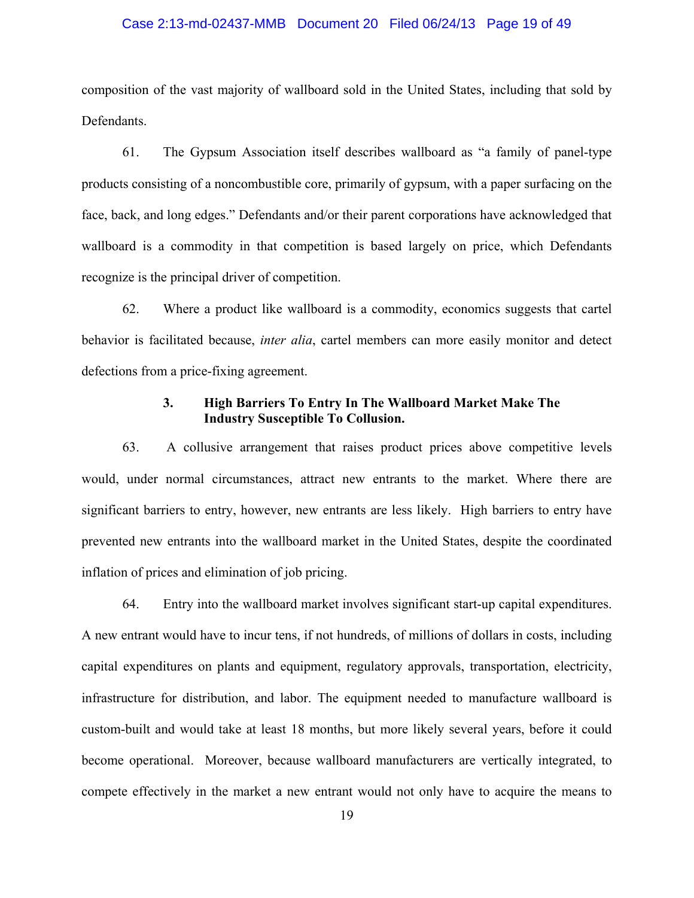composition of the vast majority of wallboard sold in the United States, including that sold by Defendants.

61. The Gypsum Association itself describes wallboard as "a family of panel-type products consisting of a noncombustible core, primarily of gypsum, with a paper surfacing on the face, back, and long edges." Defendants and/or their parent corporations have acknowledged that wallboard is a commodity in that competition is based largely on price, which Defendants recognize is the principal driver of competition.

62. Where a product like wallboard is a commodity, economics suggests that cartel behavior is facilitated because, *inter alia*, cartel members can more easily monitor and detect defections from a price-fixing agreement.

### 3. High Barriers To Entry In The Wallboard Market Make The Industry Susceptible To Collusion.

63. A collusive arrangement that raises product prices above competitive levels would, under normal circumstances, attract new entrants to the market. Where there are significant barriers to entry, however, new entrants are less likely. High barriers to entry have prevented new entrants into the wallboard market in the United States, despite the coordinated inflation of prices and elimination of job pricing.

64. Entry into the wallboard market involves significant start-up capital expenditures. A new entrant would have to incur tens, if not hundreds, of millions of dollars in costs, including capital expenditures on plants and equipment, regulatory approvals, transportation, electricity, infrastructure for distribution, and labor. The equipment needed to manufacture wallboard is custom-built and would take at least 18 months, but more likely several years, before it could become operational. Moreover, because wallboard manufacturers are vertically integrated, to compete effectively in the market a new entrant would not only have to acquire the means to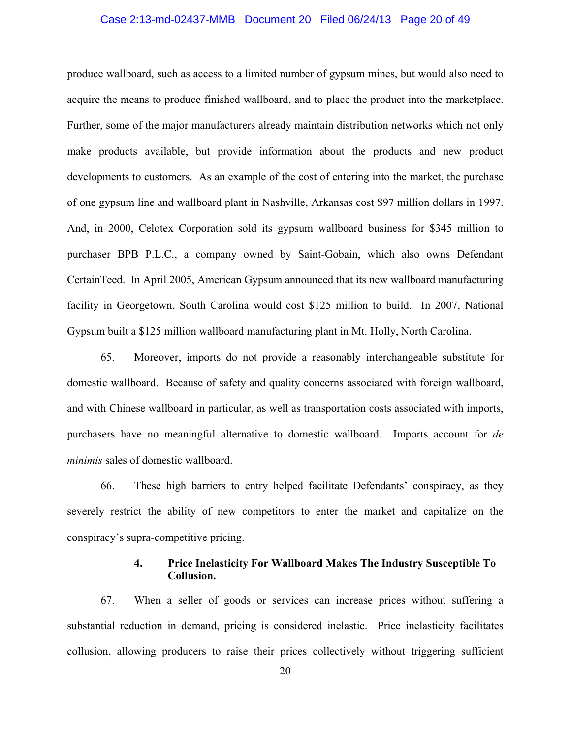produce wallboard, such as access to a limited number of gypsum mines, but would also need to acquire the means to produce finished wallboard, and to place the product into the marketplace. Further, some of the major manufacturers already maintain distribution networks which not only make products available, but provide information about the products and new product developments to customers. As an example of the cost of entering into the market, the purchase of one gypsum line and wallboard plant in Nashville, Arkansas cost $97 million dollars in 1997. And, in 2000, Celotex Corporation sold its gypsum wallboard business for $345 million to purchaser BPB P.L.C., a company owned by Saint-Gobain, which also owns Defendant CertainTeed. In April 2005, American Gypsum announced that its new wallboard manufacturing facility in Georgetown, South Carolina would cost $125 million to build. In 2007, National Gypsum built a $125 million wallboard manufacturing plant in Mt. Holly, North Carolina.

65. Moreover, imports do not provide a reasonably interchangeable substitute for domestic wallboard. Because of safety and quality concerns associated with foreign wallboard, and with Chinese wallboard in particular, as well as transportation costs associated with imports, purchasers have no meaningful alternative to domestic wallboard. Imports account for *de minimis* sales of domestic wallboard.

66. These high barriers to entry helped facilitate Defendants' conspiracy, as they severely restrict the ability of new competitors to enter the market and capitalize on the conspiracy's supra-competitive pricing.

**4. Price Inelasticity For Wallboard Makes The Industry Susceptible To Collusion.**

67. When a seller of goods or services can increase prices without suffering a substantial reduction in demand, pricing is considered inelastic. Price inelasticity facilitates collusion, allowing producers to raise their prices collectively without triggering sufficient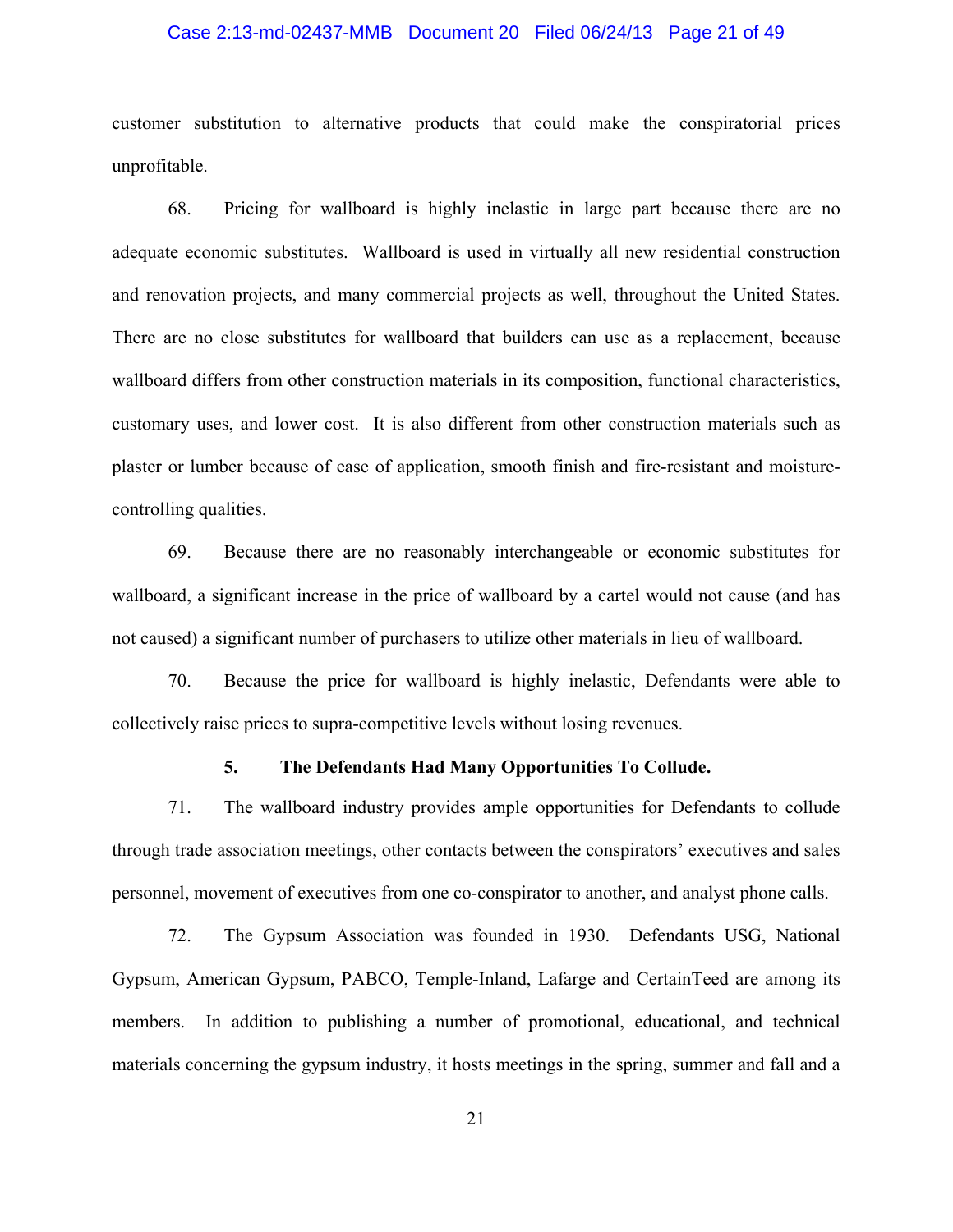customer substitution to alternative products that could make the conspiratorial prices unprofitable.

68. Pricing for wallboard is highly inelastic in large part because there are no adequate economic substitutes. Wallboard is used in virtually all new residential construction and renovation projects, and many commercial projects as well, throughout the United States. There are no close substitutes for wallboard that builders can use as a replacement, because wallboard differs from other construction materials in its composition, functional characteristics, customary uses, and lower cost. It is also different from other construction materials such as plaster or lumber because of ease of application, smooth finish and fire-resistant and moisture-controlling qualities.

69. Because there are no reasonably interchangeable or economic substitutes for wallboard, a significant increase in the price of wallboard by a cartel would not cause (and has not caused) a significant number of purchasers to utilize other materials in lieu of wallboard.

70. Because the price for wallboard is highly inelastic, Defendants were able to collectively raise prices to supra-competitive levels without losing revenues.

### 5. The Defendants Had Many Opportunities To Collude.

71. The wallboard industry provides ample opportunities for Defendants to collude through trade association meetings, other contacts between the conspirators' executives and sales personnel, movement of executives from one co-conspirator to another, and analyst phone calls.

72. The Gypsum Association was founded in 1930. Defendants USG, National Gypsum, American Gypsum, PABCO, Temple-Inland, Lafarge and CertainTeed are among its members. In addition to publishing a number of promotional, educational, and technical materials concerning the gypsum industry, it hosts meetings in the spring, summer and fall and a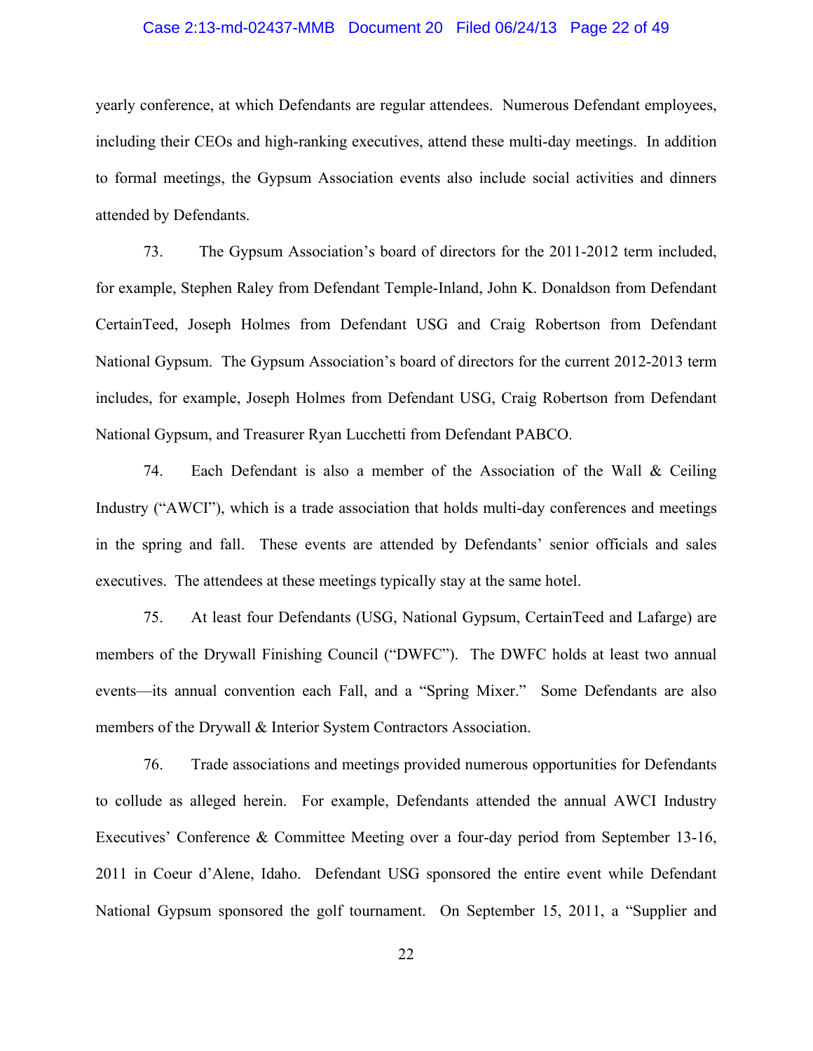yearly conference, at which Defendants are regular attendees. Numerous Defendant employees, including their CEOs and high-ranking executives, attend these multi-day meetings. In addition to formal meetings, the Gypsum Association events also include social activities and dinners attended by Defendants.

73. The Gypsum Association's board of directors for the 2011-2012 term included, for example, Stephen Raley from Defendant Temple-Inland, John K. Donaldson from Defendant CertainTeed, Joseph Holmes from Defendant USG and Craig Robertson from Defendant National Gypsum. The Gypsum Association's board of directors for the current 2012-2013 term includes, for example, Joseph Holmes from Defendant USG, Craig Robertson from Defendant National Gypsum, and Treasurer Ryan Lucchetti from Defendant PABCO.

74. Each Defendant is also a member of the Association of the Wall & Ceiling Industry ("AWCI"), which is a trade association that holds multi-day conferences and meetings in the spring and fall. These events are attended by Defendants' senior officials and sales executives. The attendees at these meetings typically stay at the same hotel.

75. At least four Defendants (USG, National Gypsum, CertainTeed and Lafarge) are members of the Drywall Finishing Council ("DWFC"). The DWFC holds at least two annual events—its annual convention each Fall, and a "Spring Mixer." Some Defendants are also members of the Drywall & Interior System Contractors Association.

76. Trade associations and meetings provided numerous opportunities for Defendants to collude as alleged herein. For example, Defendants attended the annual AWCI Industry Executives' Conference & Committee Meeting over a four-day period from September 13-16, 2011 in Coeur d'Alene, Idaho. Defendant USG sponsored the entire event while Defendant National Gypsum sponsored the golf tournament. On September 15, 2011, a "Supplier and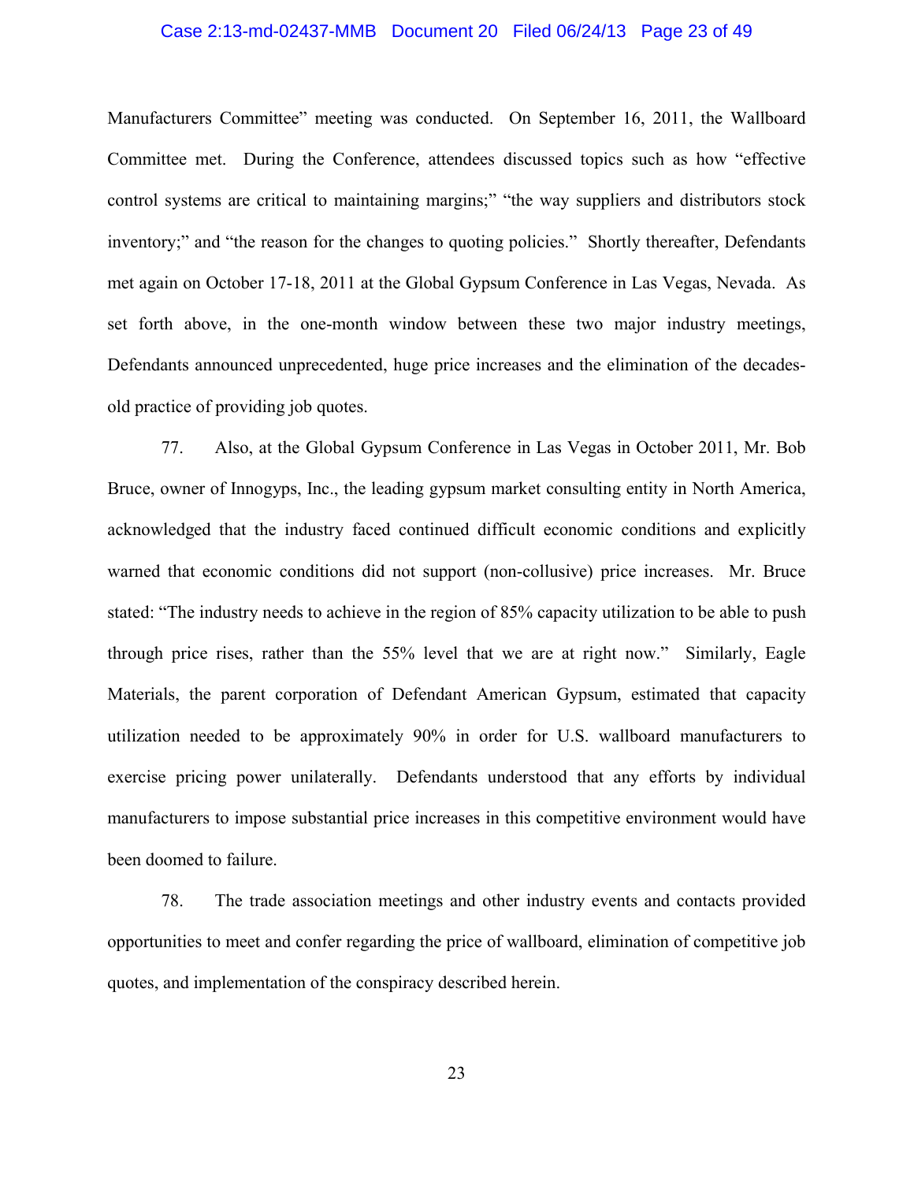Manufacturers Committee" meeting was conducted. On September 16, 2011, the Wallboard Committee met. During the Conference, attendees discussed topics such as how "effective control systems are critical to maintaining margins;" "the way suppliers and distributors stock inventory;" and "the reason for the changes to quoting policies." Shortly thereafter, Defendants met again on October 17-18, 2011 at the Global Gypsum Conference in Las Vegas, Nevada. As set forth above, in the one-month window between these two major industry meetings, Defendants announced unprecedented, huge price increases and the elimination of the decades-old practice of providing job quotes.

77. Also, at the Global Gypsum Conference in Las Vegas in October 2011, Mr. Bob Bruce, owner of Innogyps, Inc., the leading gypsum market consulting entity in North America, acknowledged that the industry faced continued difficult economic conditions and explicitly warned that economic conditions did not support (non-collusive) price increases. Mr. Bruce stated: "The industry needs to achieve in the region of 85% capacity utilization to be able to push through price rises, rather than the 55% level that we are at right now." Similarly, Eagle Materials, the parent corporation of Defendant American Gypsum, estimated that capacity utilization needed to be approximately 90% in order for U.S. wallboard manufacturers to exercise pricing power unilaterally. Defendants understood that any efforts by individual manufacturers to impose substantial price increases in this competitive environment would have been doomed to failure.

78. The trade association meetings and other industry events and contacts provided opportunities to meet and confer regarding the price of wallboard, elimination of competitive job quotes, and implementation of the conspiracy described herein.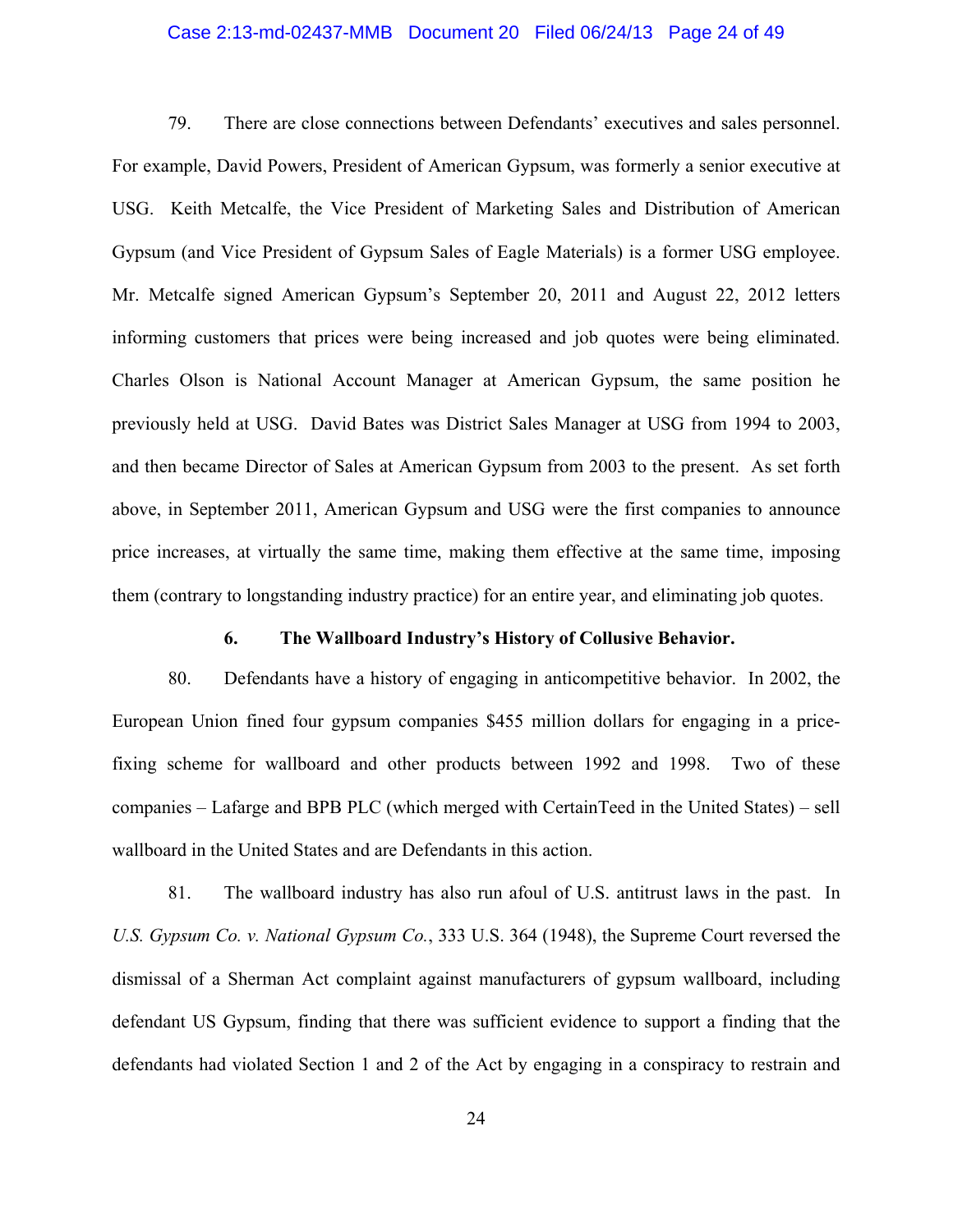79. There are close connections between Defendants' executives and sales personnel. For example, David Powers, President of American Gypsum, was formerly a senior executive at USG. Keith Metcalfe, the Vice President of Marketing Sales and Distribution of American Gypsum (and Vice President of Gypsum Sales of Eagle Materials) is a former USG employee. Mr. Metcalfe signed American Gypsum's September 20, 2011 and August 22, 2012 letters informing customers that prices were being increased and job quotes were being eliminated. Charles Olson is National Account Manager at American Gypsum, the same position he previously held at USG. David Bates was District Sales Manager at USG from 1994 to 2003, and then became Director of Sales at American Gypsum from 2003 to the present. As set forth above, in September 2011, American Gypsum and USG were the first companies to announce price increases, at virtually the same time, making them effective at the same time, imposing them (contrary to longstanding industry practice) for an entire year, and eliminating job quotes.

### 6. The Wallboard Industry's History of Collusive Behavior.

80. Defendants have a history of engaging in anticompetitive behavior. In 2002, the European Union fined four gypsum companies $455 million dollars for engaging in a price-fixing scheme for wallboard and other products between 1992 and 1998. Two of these companies – Lafarge and BPB PLC (which merged with CertainTeed in the United States) – sell wallboard in the United States and are Defendants in this action.

81. The wallboard industry has also run afoul of U.S. antitrust laws in the past. In *U.S. Gypsum Co. v. National Gypsum Co.*, 333 U.S. 364 (1948), the Supreme Court reversed the dismissal of a Sherman Act complaint against manufacturers of gypsum wallboard, including defendant US Gypsum, finding that there was sufficient evidence to support a finding that the defendants had violated Section 1 and 2 of the Act by engaging in a conspiracy to restrain and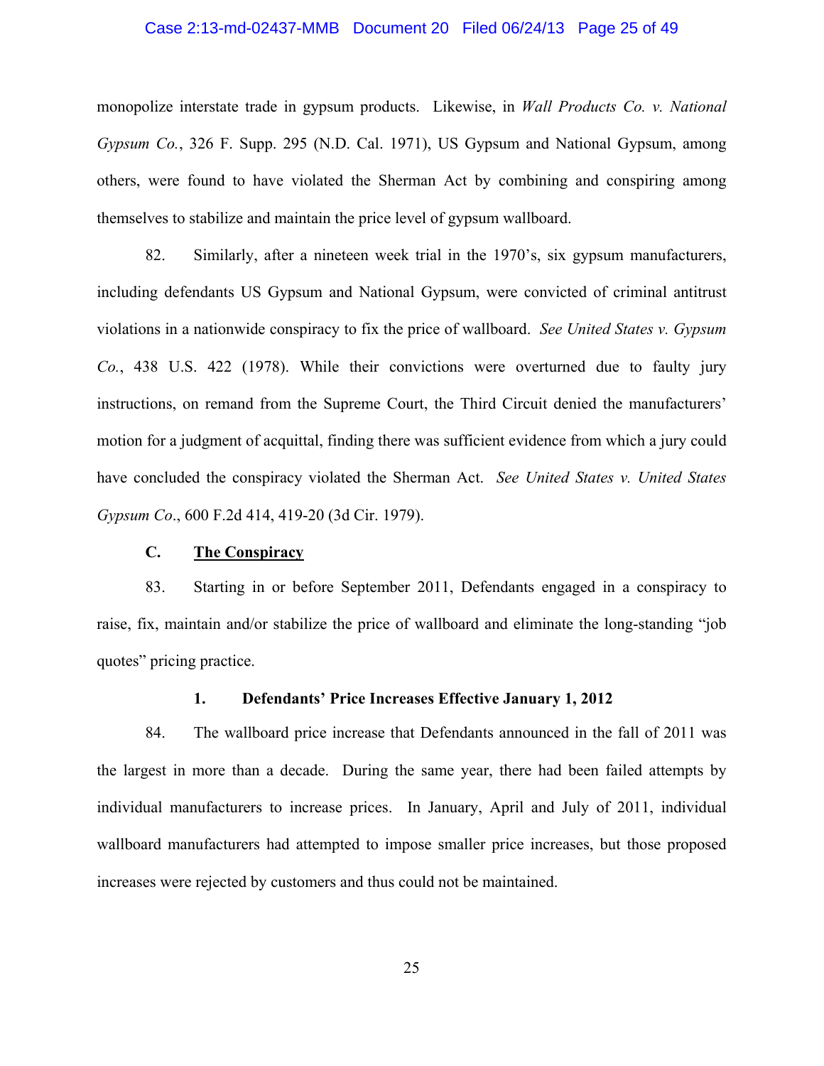monopolize interstate trade in gypsum products. Likewise, in *Wall Products Co. v. National Gypsum Co.*, 326 F. Supp. 295 (N.D. Cal. 1971), US Gypsum and National Gypsum, among others, were found to have violated the Sherman Act by combining and conspiring among themselves to stabilize and maintain the price level of gypsum wallboard.

82. Similarly, after a nineteen week trial in the 1970's, six gypsum manufacturers, including defendants US Gypsum and National Gypsum, were convicted of criminal antitrust violations in a nationwide conspiracy to fix the price of wallboard. *See United States v. Gypsum Co.*, 438 U.S. 422 (1978). While their convictions were overturned due to faulty jury instructions, on remand from the Supreme Court, the Third Circuit denied the manufacturers' motion for a judgment of acquittal, finding there was sufficient evidence from which a jury could have concluded the conspiracy violated the Sherman Act. *See United States v. United States Gypsum Co*., 600 F.2d 414, 419-20 (3d Cir. 1979).

### C. **The Conspiracy**

83. Starting in or before September 2011, Defendants engaged in a conspiracy to raise, fix, maintain and/or stabilize the price of wallboard and eliminate the long-standing "job quotes" pricing practice.

#### 1. Defendants' Price Increases Effective January 1, 2012

84. The wallboard price increase that Defendants announced in the fall of 2011 was the largest in more than a decade. During the same year, there had been failed attempts by individual manufacturers to increase prices. In January, April and July of 2011, individual wallboard manufacturers had attempted to impose smaller price increases, but those proposed increases were rejected by customers and thus could not be maintained.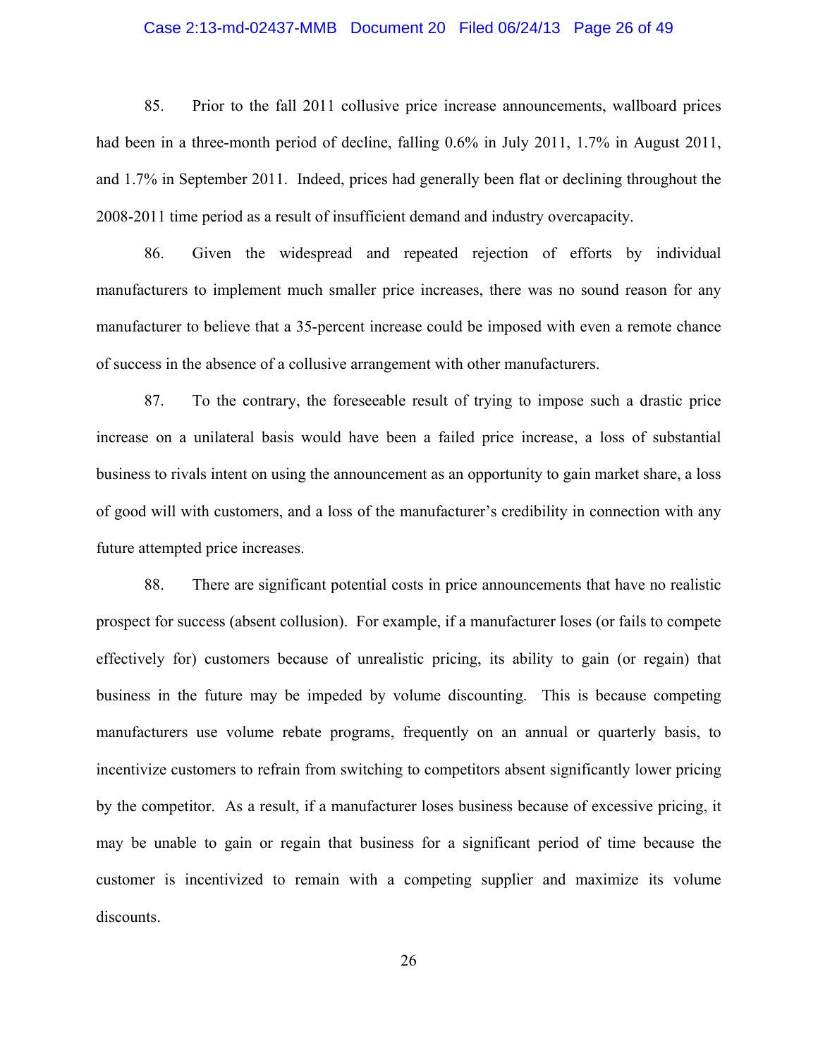85. Prior to the fall 2011 collusive price increase announcements, wallboard prices had been in a three-month period of decline, falling 0.6% in July 2011, 1.7% in August 2011, and 1.7% in September 2011. Indeed, prices had generally been flat or declining throughout the 2008-2011 time period as a result of insufficient demand and industry overcapacity.

86. Given the widespread and repeated rejection of efforts by individual manufacturers to implement much smaller price increases, there was no sound reason for any manufacturer to believe that a 35-percent increase could be imposed with even a remote chance of success in the absence of a collusive arrangement with other manufacturers.

87. To the contrary, the foreseeable result of trying to impose such a drastic price increase on a unilateral basis would have been a failed price increase, a loss of substantial business to rivals intent on using the announcement as an opportunity to gain market share, a loss of good will with customers, and a loss of the manufacturer's credibility in connection with any future attempted price increases.

88. There are significant potential costs in price announcements that have no realistic prospect for success (absent collusion). For example, if a manufacturer loses (or fails to compete effectively for) customers because of unrealistic pricing, its ability to gain (or regain) that business in the future may be impeded by volume discounting. This is because competing manufacturers use volume rebate programs, frequently on an annual or quarterly basis, to incentivize customers to refrain from switching to competitors absent significantly lower pricing by the competitor. As a result, if a manufacturer loses business because of excessive pricing, it may be unable to gain or regain that business for a significant period of time because the customer is incentivized to remain with a competing supplier and maximize its volume discounts.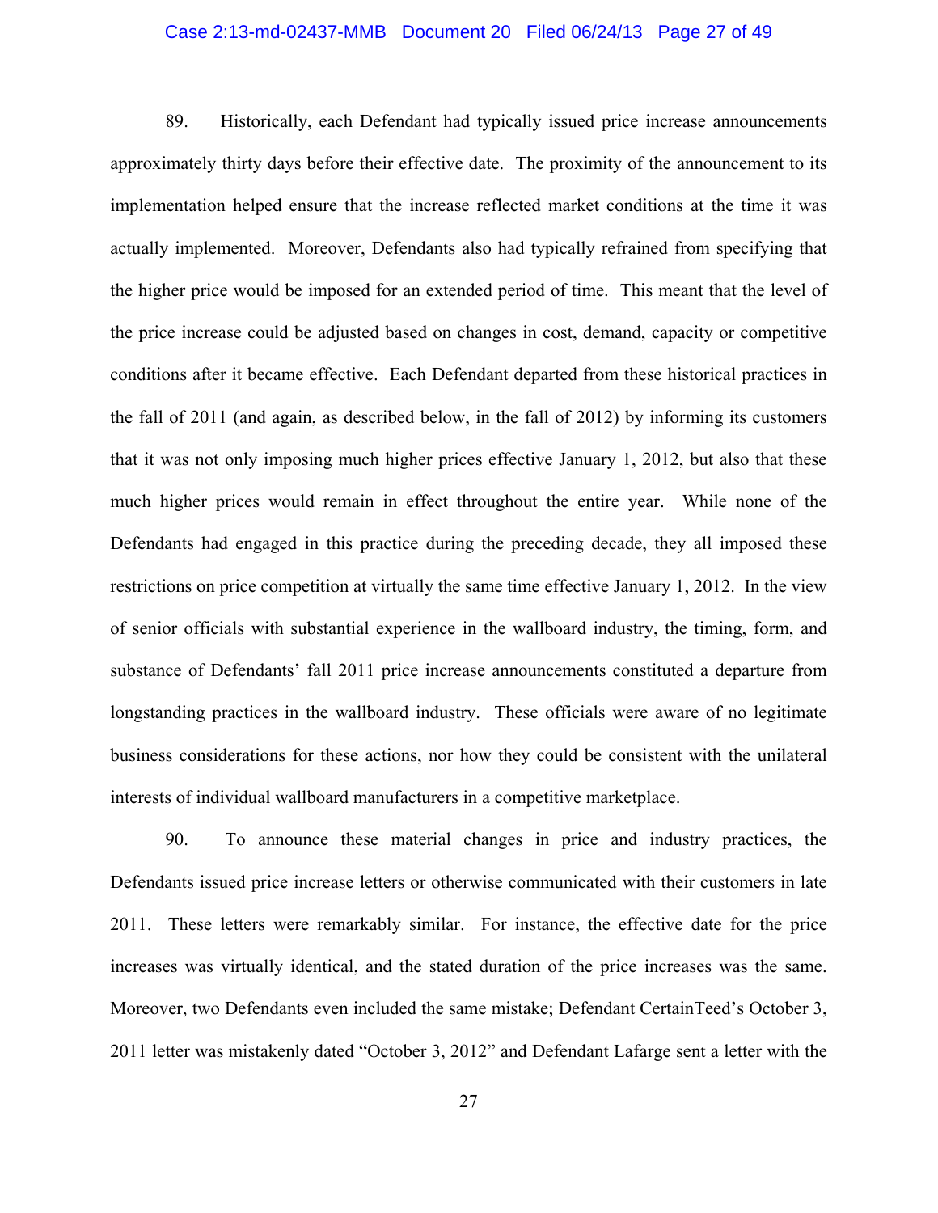89. Historically, each Defendant had typically issued price increase announcements approximately thirty days before their effective date. The proximity of the announcement to its implementation helped ensure that the increase reflected market conditions at the time it was actually implemented. Moreover, Defendants also had typically refrained from specifying that the higher price would be imposed for an extended period of time. This meant that the level of the price increase could be adjusted based on changes in cost, demand, capacity or competitive conditions after it became effective. Each Defendant departed from these historical practices in the fall of 2011 (and again, as described below, in the fall of 2012) by informing its customers that it was not only imposing much higher prices effective January 1, 2012, but also that these much higher prices would remain in effect throughout the entire year. While none of the Defendants had engaged in this practice during the preceding decade, they all imposed these restrictions on price competition at virtually the same time effective January 1, 2012. In the view of senior officials with substantial experience in the wallboard industry, the timing, form, and substance of Defendants' fall 2011 price increase announcements constituted a departure from longstanding practices in the wallboard industry. These officials were aware of no legitimate business considerations for these actions, nor how they could be consistent with the unilateral interests of individual wallboard manufacturers in a competitive marketplace.

90. To announce these material changes in price and industry practices, the Defendants issued price increase letters or otherwise communicated with their customers in late 2011. These letters were remarkably similar. For instance, the effective date for the price increases was virtually identical, and the stated duration of the price increases was the same. Moreover, two Defendants even included the same mistake; Defendant CertainTeed's October 3, 2011 letter was mistakenly dated "October 3, 2012" and Defendant Lafarge sent a letter with the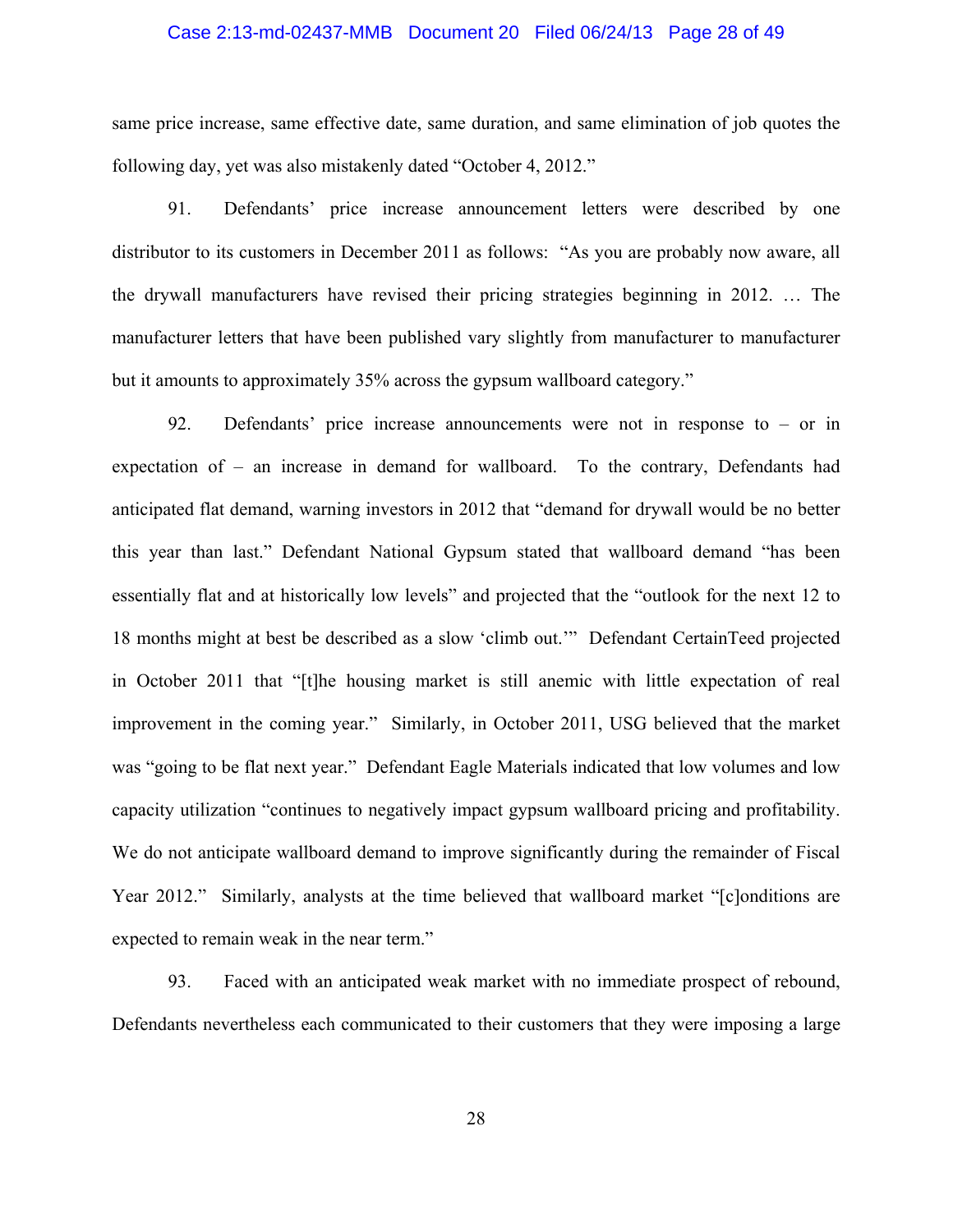same price increase, same effective date, same duration, and same elimination of job quotes the following day, yet was also mistakenly dated "October 4, 2012."

91. Defendants' price increase announcement letters were described by one distributor to its customers in December 2011 as follows: "As you are probably now aware, all the drywall manufacturers have revised their pricing strategies beginning in 2012. … The manufacturer letters that have been published vary slightly from manufacturer to manufacturer but it amounts to approximately 35% across the gypsum wallboard category."

92. Defendants' price increase announcements were not in response to – or in expectation of – an increase in demand for wallboard. To the contrary, Defendants had anticipated flat demand, warning investors in 2012 that "demand for drywall would be no better this year than last." Defendant National Gypsum stated that wallboard demand "has been essentially flat and at historically low levels" and projected that the "outlook for the next 12 to 18 months might at best be described as a slow 'climb out.'" Defendant CertainTeed projected in October 2011 that "[t]he housing market is still anemic with little expectation of real improvement in the coming year." Similarly, in October 2011, USG believed that the market was "going to be flat next year." Defendant Eagle Materials indicated that low volumes and low capacity utilization "continues to negatively impact gypsum wallboard pricing and profitability. We do not anticipate wallboard demand to improve significantly during the remainder of Fiscal Year 2012." Similarly, analysts at the time believed that wallboard market "[c]onditions are expected to remain weak in the near term."

93. Faced with an anticipated weak market with no immediate prospect of rebound, Defendants nevertheless each communicated to their customers that they were imposing a large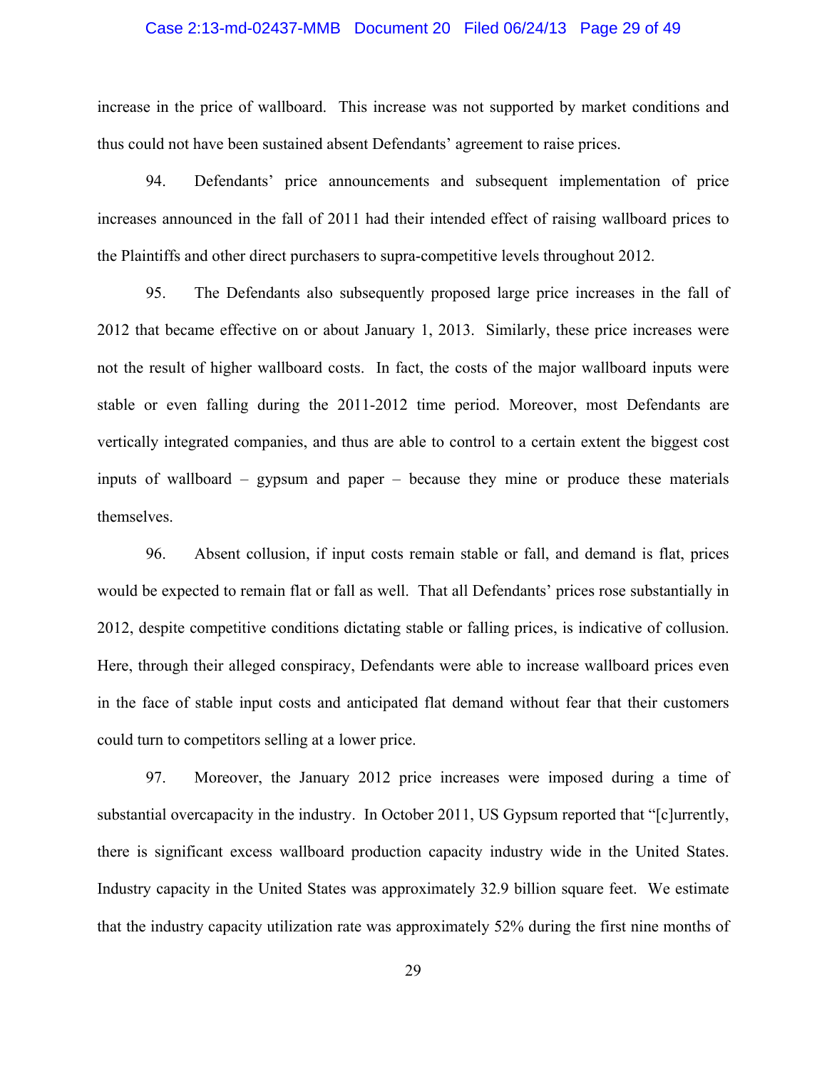increase in the price of wallboard. This increase was not supported by market conditions and thus could not have been sustained absent Defendants' agreement to raise prices.

94. Defendants' price announcements and subsequent implementation of price increases announced in the fall of 2011 had their intended effect of raising wallboard prices to the Plaintiffs and other direct purchasers to supra-competitive levels throughout 2012.

95. The Defendants also subsequently proposed large price increases in the fall of 2012 that became effective on or about January 1, 2013. Similarly, these price increases were not the result of higher wallboard costs. In fact, the costs of the major wallboard inputs were stable or even falling during the 2011-2012 time period. Moreover, most Defendants are vertically integrated companies, and thus are able to control to a certain extent the biggest cost inputs of wallboard – gypsum and paper – because they mine or produce these materials themselves.

96. Absent collusion, if input costs remain stable or fall, and demand is flat, prices would be expected to remain flat or fall as well. That all Defendants' prices rose substantially in 2012, despite competitive conditions dictating stable or falling prices, is indicative of collusion. Here, through their alleged conspiracy, Defendants were able to increase wallboard prices even in the face of stable input costs and anticipated flat demand without fear that their customers could turn to competitors selling at a lower price.

97. Moreover, the January 2012 price increases were imposed during a time of substantial overcapacity in the industry. In October 2011, US Gypsum reported that "[c]urrently, there is significant excess wallboard production capacity industry wide in the United States. Industry capacity in the United States was approximately 32.9 billion square feet. We estimate that the industry capacity utilization rate was approximately 52% during the first nine months of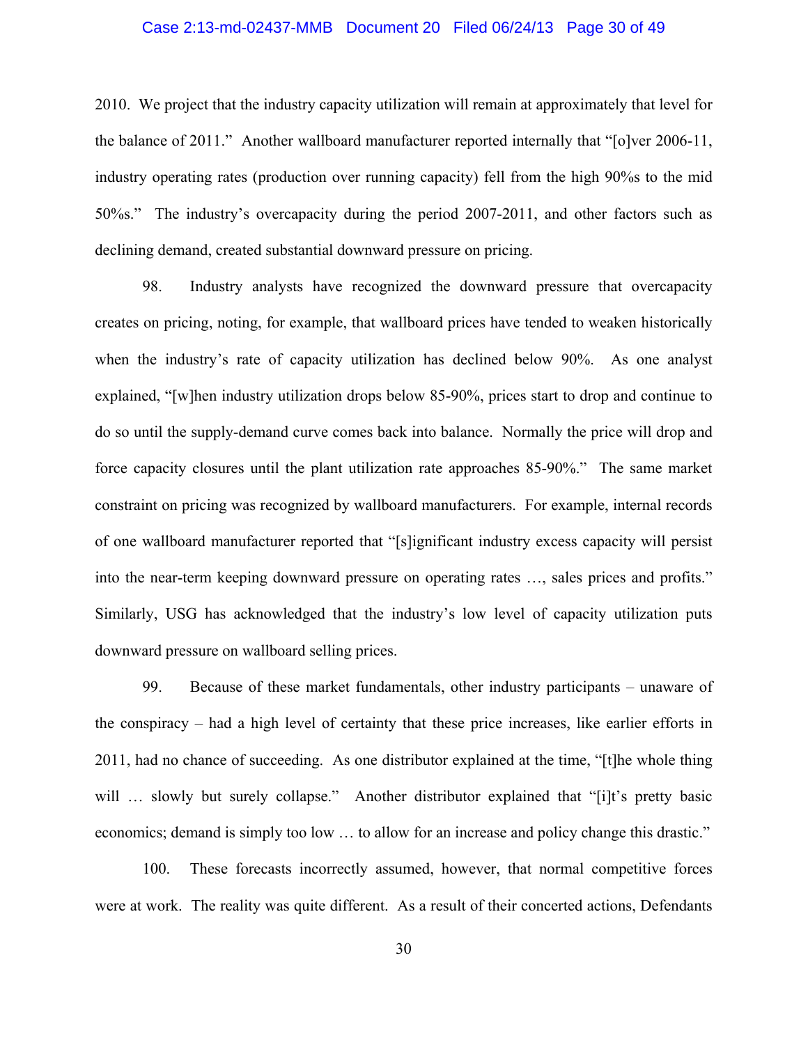2010. We project that the industry capacity utilization will remain at approximately that level for the balance of 2011." Another wallboard manufacturer reported internally that "[o]ver 2006-11, industry operating rates (production over running capacity) fell from the high 90%s to the mid 50%s." The industry's overcapacity during the period 2007-2011, and other factors such as declining demand, created substantial downward pressure on pricing.

98. Industry analysts have recognized the downward pressure that overcapacity creates on pricing, noting, for example, that wallboard prices have tended to weaken historically when the industry's rate of capacity utilization has declined below 90%. As one analyst explained, "[w]hen industry utilization drops below 85-90%, prices start to drop and continue to do so until the supply-demand curve comes back into balance. Normally the price will drop and force capacity closures until the plant utilization rate approaches 85-90%." The same market constraint on pricing was recognized by wallboard manufacturers. For example, internal records of one wallboard manufacturer reported that "[s]ignificant industry excess capacity will persist into the near-term keeping downward pressure on operating rates …, sales prices and profits." Similarly, USG has acknowledged that the industry's low level of capacity utilization puts downward pressure on wallboard selling prices.

99. Because of these market fundamentals, other industry participants – unaware of the conspiracy – had a high level of certainty that these price increases, like earlier efforts in 2011, had no chance of succeeding. As one distributor explained at the time, "[t]he whole thing will … slowly but surely collapse." Another distributor explained that "[i]t's pretty basic economics; demand is simply too low … to allow for an increase and policy change this drastic."

100. These forecasts incorrectly assumed, however, that normal competitive forces were at work. The reality was quite different. As a result of their concerted actions, Defendants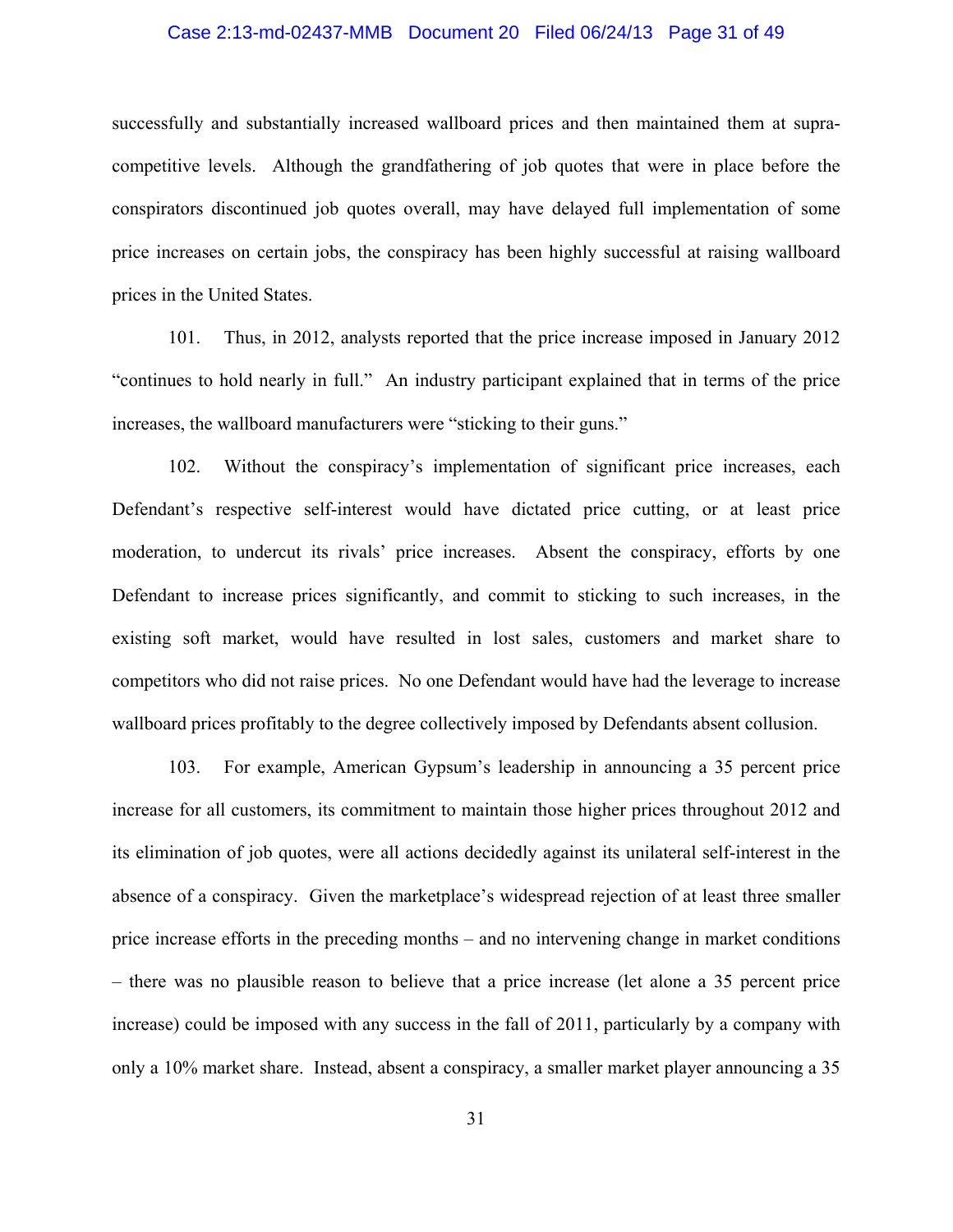successfully and substantially increased wallboard prices and then maintained them at supra-competitive levels. Although the grandfathering of job quotes that were in place before the conspirators discontinued job quotes overall, may have delayed full implementation of some price increases on certain jobs, the conspiracy has been highly successful at raising wallboard prices in the United States.

101. Thus, in 2012, analysts reported that the price increase imposed in January 2012 "continues to hold nearly in full." An industry participant explained that in terms of the price increases, the wallboard manufacturers were "sticking to their guns."

102. Without the conspiracy's implementation of significant price increases, each Defendant's respective self-interest would have dictated price cutting, or at least price moderation, to undercut its rivals' price increases. Absent the conspiracy, efforts by one Defendant to increase prices significantly, and commit to sticking to such increases, in the existing soft market, would have resulted in lost sales, customers and market share to competitors who did not raise prices. No one Defendant would have had the leverage to increase wallboard prices profitably to the degree collectively imposed by Defendants absent collusion.

103. For example, American Gypsum's leadership in announcing a 35 percent price increase for all customers, its commitment to maintain those higher prices throughout 2012 and its elimination of job quotes, were all actions decidedly against its unilateral self-interest in the absence of a conspiracy. Given the marketplace's widespread rejection of at least three smaller price increase efforts in the preceding months – and no intervening change in market conditions – there was no plausible reason to believe that a price increase (let alone a 35 percent price increase) could be imposed with any success in the fall of 2011, particularly by a company with only a 10% market share. Instead, absent a conspiracy, a smaller market player announcing a 35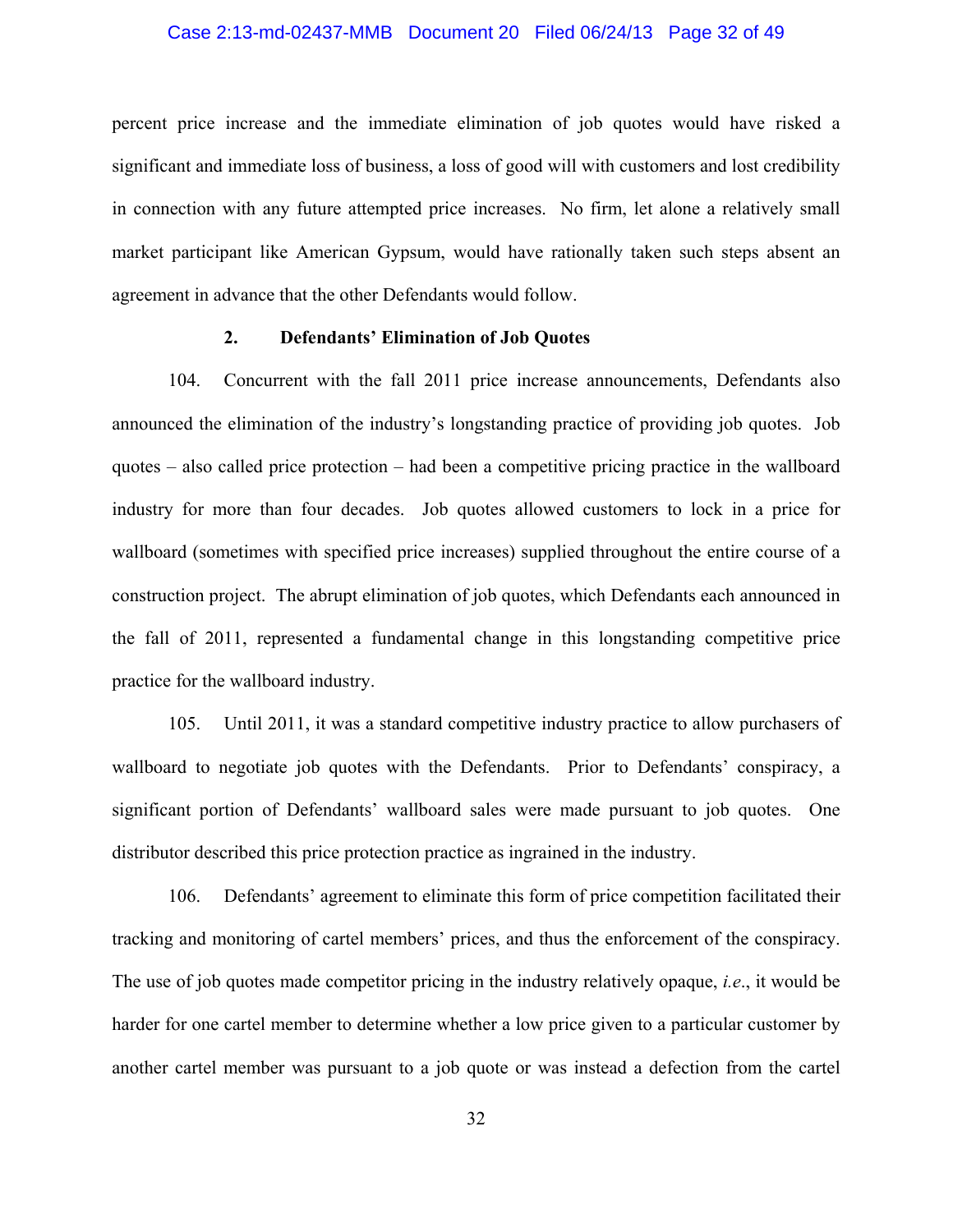percent price increase and the immediate elimination of job quotes would have risked a significant and immediate loss of business, a loss of good will with customers and lost credibility in connection with any future attempted price increases. No firm, let alone a relatively small market participant like American Gypsum, would have rationally taken such steps absent an agreement in advance that the other Defendants would follow.

### 2. Defendants' Elimination of Job Quotes

104. Concurrent with the fall 2011 price increase announcements, Defendants also announced the elimination of the industry's longstanding practice of providing job quotes. Job quotes – also called price protection – had been a competitive pricing practice in the wallboard industry for more than four decades. Job quotes allowed customers to lock in a price for wallboard (sometimes with specified price increases) supplied throughout the entire course of a construction project. The abrupt elimination of job quotes, which Defendants each announced in the fall of 2011, represented a fundamental change in this longstanding competitive price practice for the wallboard industry.

105. Until 2011, it was a standard competitive industry practice to allow purchasers of wallboard to negotiate job quotes with the Defendants. Prior to Defendants' conspiracy, a significant portion of Defendants' wallboard sales were made pursuant to job quotes. One distributor described this price protection practice as ingrained in the industry.

106. Defendants' agreement to eliminate this form of price competition facilitated their tracking and monitoring of cartel members' prices, and thus the enforcement of the conspiracy. The use of job quotes made competitor pricing in the industry relatively opaque, *i.e.*, it would be harder for one cartel member to determine whether a low price given to a particular customer by another cartel member was pursuant to a job quote or was instead a defection from the cartel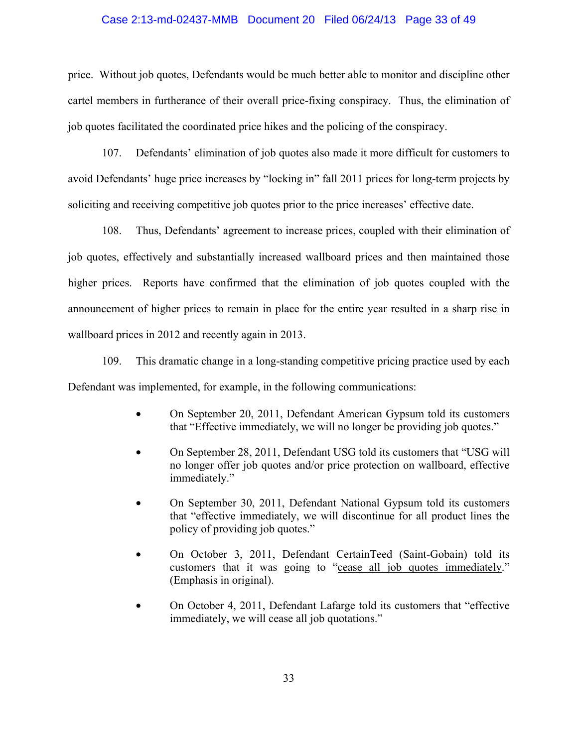price. Without job quotes, Defendants would be much better able to monitor and discipline other cartel members in furtherance of their overall price-fixing conspiracy. Thus, the elimination of job quotes facilitated the coordinated price hikes and the policing of the conspiracy.

107. Defendants' elimination of job quotes also made it more difficult for customers to avoid Defendants' huge price increases by "locking in" fall 2011 prices for long-term projects by soliciting and receiving competitive job quotes prior to the price increases' effective date.

108. Thus, Defendants' agreement to increase prices, coupled with their elimination of job quotes, effectively and substantially increased wallboard prices and then maintained those higher prices. Reports have confirmed that the elimination of job quotes coupled with the announcement of higher prices to remain in place for the entire year resulted in a sharp rise in wallboard prices in 2012 and recently again in 2013.

109. This dramatic change in a long-standing competitive pricing practice used by each Defendant was implemented, for example, in the following communications:

- On September 20, 2011, Defendant American Gypsum told its customers that "Effective immediately, we will no longer be providing job quotes."
- On September 28, 2011, Defendant USG told its customers that "USG will no longer offer job quotes and/or price protection on wallboard, effective immediately."
- On September 30, 2011, Defendant National Gypsum told its customers that "effective immediately, we will discontinue for all product lines the policy of providing job quotes."
- On October 3, 2011, Defendant CertainTeed (Saint-Gobain) told its customers that it was going to "<u>cease all job quotes immediately</u>." (Emphasis in original).
- On October 4, 2011, Defendant Lafarge told its customers that "effective immediately, we will cease all job quotations."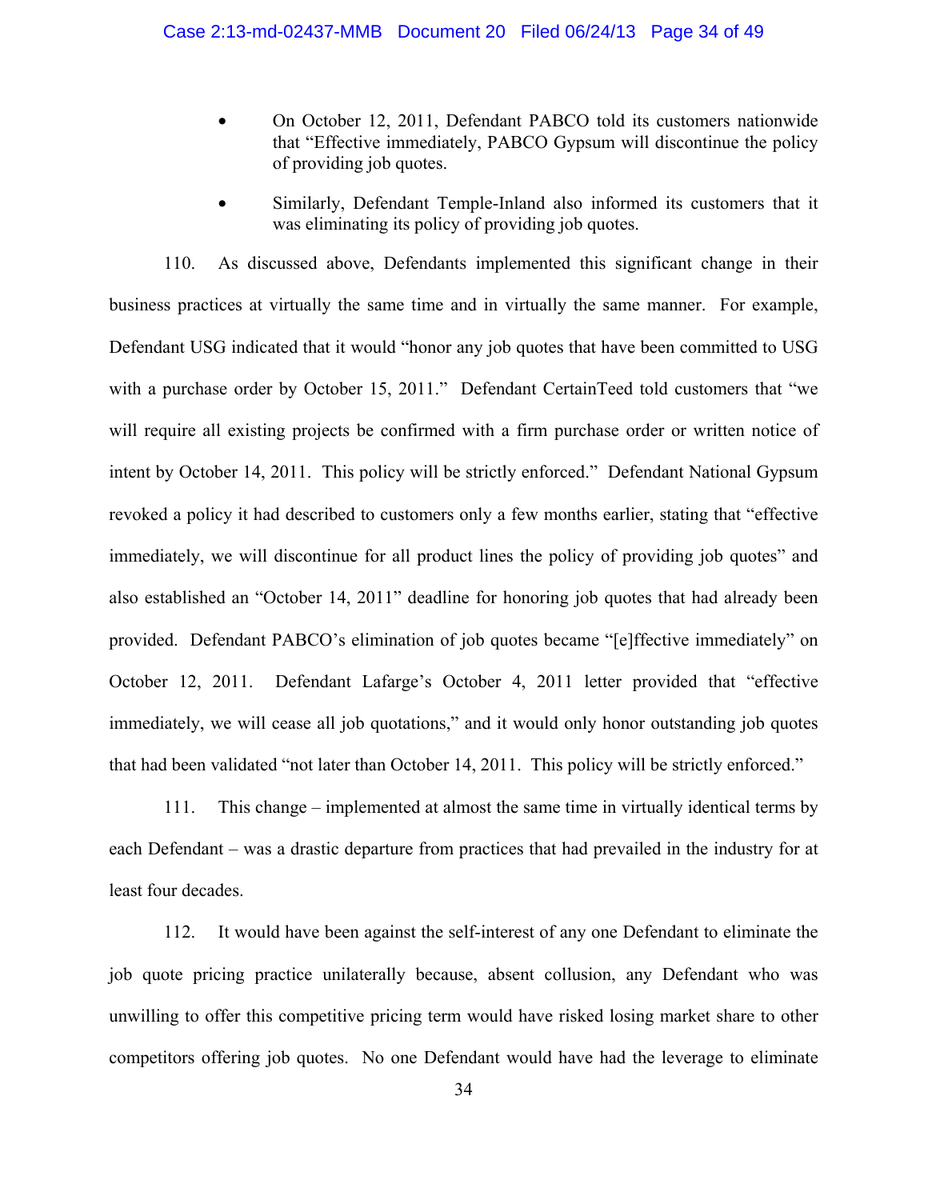- On October 12, 2011, Defendant PABCO told its customers nationwide that "Effective immediately, PABCO Gypsum will discontinue the policy of providing job quotes.
- Similarly, Defendant Temple-Inland also informed its customers that it was eliminating its policy of providing job quotes.

110. As discussed above, Defendants implemented this significant change in their business practices at virtually the same time and in virtually the same manner. For example, Defendant USG indicated that it would "honor any job quotes that have been committed to USG with a purchase order by October 15, 2011." Defendant CertainTeed told customers that "we will require all existing projects be confirmed with a firm purchase order or written notice of intent by October 14, 2011. This policy will be strictly enforced." Defendant National Gypsum revoked a policy it had described to customers only a few months earlier, stating that "effective immediately, we will discontinue for all product lines the policy of providing job quotes" and also established an "October 14, 2011" deadline for honoring job quotes that had already been provided. Defendant PABCO's elimination of job quotes became "[e]ffective immediately" on October 12, 2011. Defendant Lafarge's October 4, 2011 letter provided that "effective immediately, we will cease all job quotations," and it would only honor outstanding job quotes that had been validated "not later than October 14, 2011. This policy will be strictly enforced."

111. This change – implemented at almost the same time in virtually identical terms by each Defendant – was a drastic departure from practices that had prevailed in the industry for at least four decades.

112. It would have been against the self-interest of any one Defendant to eliminate the job quote pricing practice unilaterally because, absent collusion, any Defendant who was unwilling to offer this competitive pricing term would have risked losing market share to other competitors offering job quotes. No one Defendant would have had the leverage to eliminate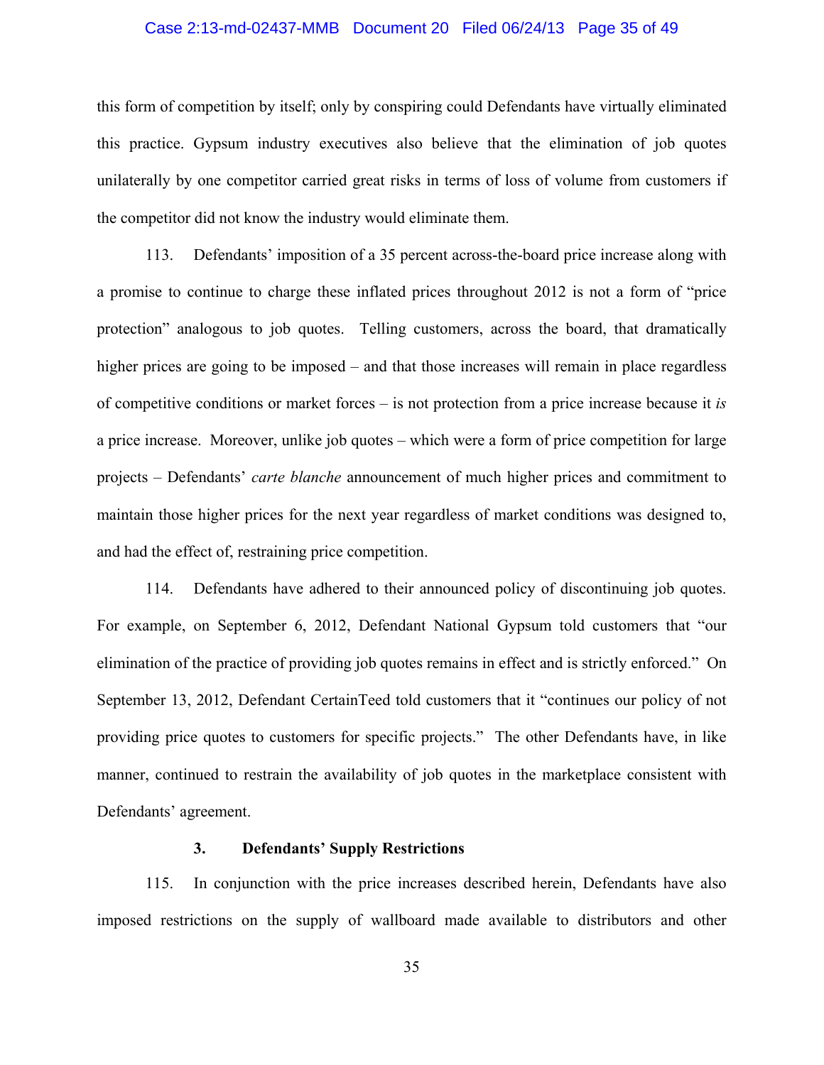this form of competition by itself; only by conspiring could Defendants have virtually eliminated this practice. Gypsum industry executives also believe that the elimination of job quotes unilaterally by one competitor carried great risks in terms of loss of volume from customers if the competitor did not know the industry would eliminate them.

113. Defendants' imposition of a 35 percent across-the-board price increase along with a promise to continue to charge these inflated prices throughout 2012 is not a form of "price protection" analogous to job quotes. Telling customers, across the board, that dramatically higher prices are going to be imposed – and that those increases will remain in place regardless of competitive conditions or market forces – is not protection from a price increase because it *is* a price increase. Moreover, unlike job quotes – which were a form of price competition for large projects – Defendants' *carte blanche* announcement of much higher prices and commitment to maintain those higher prices for the next year regardless of market conditions was designed to, and had the effect of, restraining price competition.

114. Defendants have adhered to their announced policy of discontinuing job quotes. For example, on September 6, 2012, Defendant National Gypsum told customers that "our elimination of the practice of providing job quotes remains in effect and is strictly enforced." On September 13, 2012, Defendant CertainTeed told customers that it "continues our policy of not providing price quotes to customers for specific projects." The other Defendants have, in like manner, continued to restrain the availability of job quotes in the marketplace consistent with Defendants' agreement.

### 3. Defendants' Supply Restrictions

115. In conjunction with the price increases described herein, Defendants have also imposed restrictions on the supply of wallboard made available to distributors and other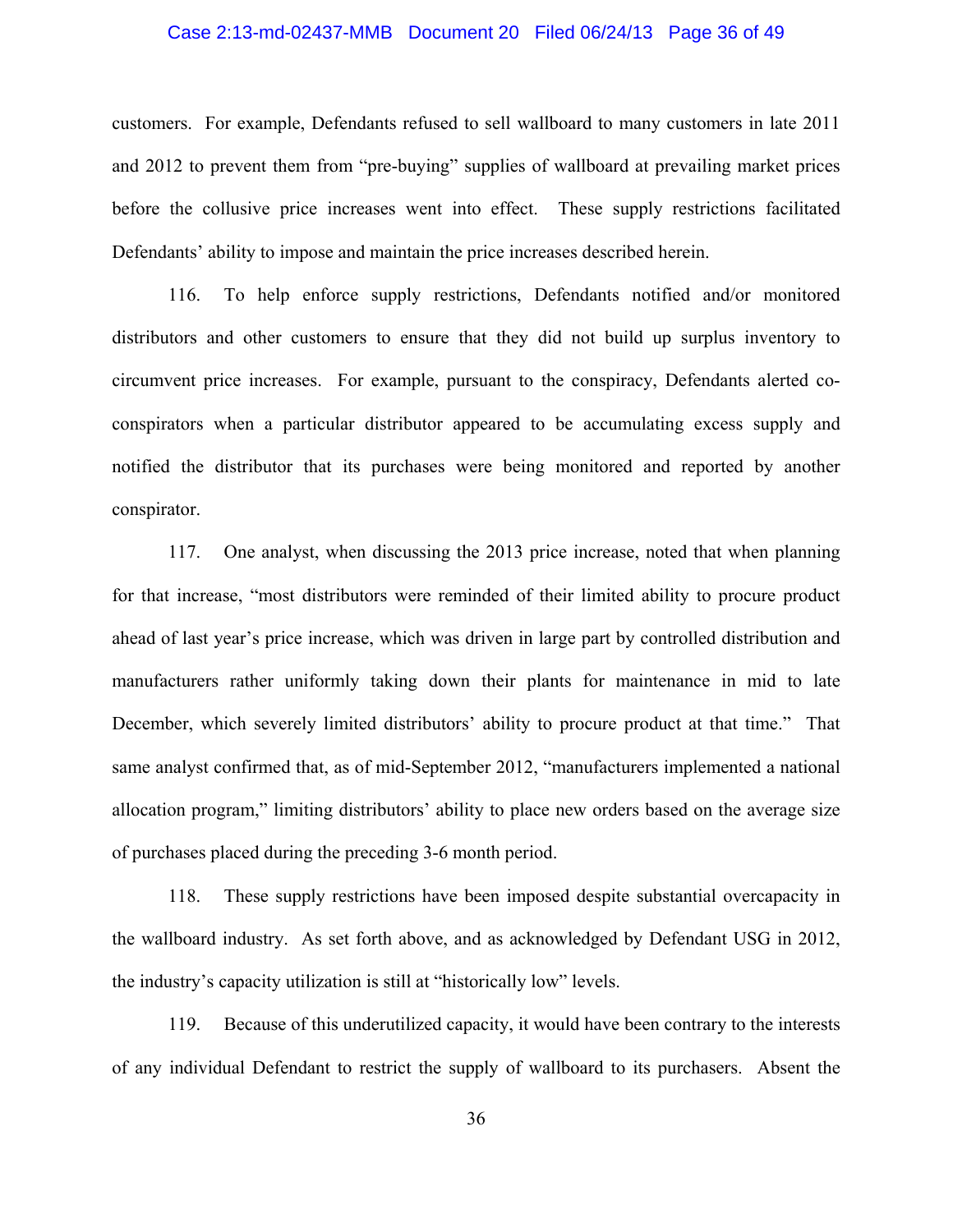customers. For example, Defendants refused to sell wallboard to many customers in late 2011 and 2012 to prevent them from "pre-buying" supplies of wallboard at prevailing market prices before the collusive price increases went into effect. These supply restrictions facilitated Defendants' ability to impose and maintain the price increases described herein.

116. To help enforce supply restrictions, Defendants notified and/or monitored distributors and other customers to ensure that they did not build up surplus inventory to circumvent price increases. For example, pursuant to the conspiracy, Defendants alerted co-conspirators when a particular distributor appeared to be accumulating excess supply and notified the distributor that its purchases were being monitored and reported by another conspirator.

117. One analyst, when discussing the 2013 price increase, noted that when planning for that increase, "most distributors were reminded of their limited ability to procure product ahead of last year's price increase, which was driven in large part by controlled distribution and manufacturers rather uniformly taking down their plants for maintenance in mid to late December, which severely limited distributors' ability to procure product at that time." That same analyst confirmed that, as of mid-September 2012, "manufacturers implemented a national allocation program," limiting distributors' ability to place new orders based on the average size of purchases placed during the preceding 3-6 month period.

118. These supply restrictions have been imposed despite substantial overcapacity in the wallboard industry. As set forth above, and as acknowledged by Defendant USG in 2012, the industry's capacity utilization is still at "historically low" levels.

119. Because of this underutilized capacity, it would have been contrary to the interests of any individual Defendant to restrict the supply of wallboard to its purchasers. Absent the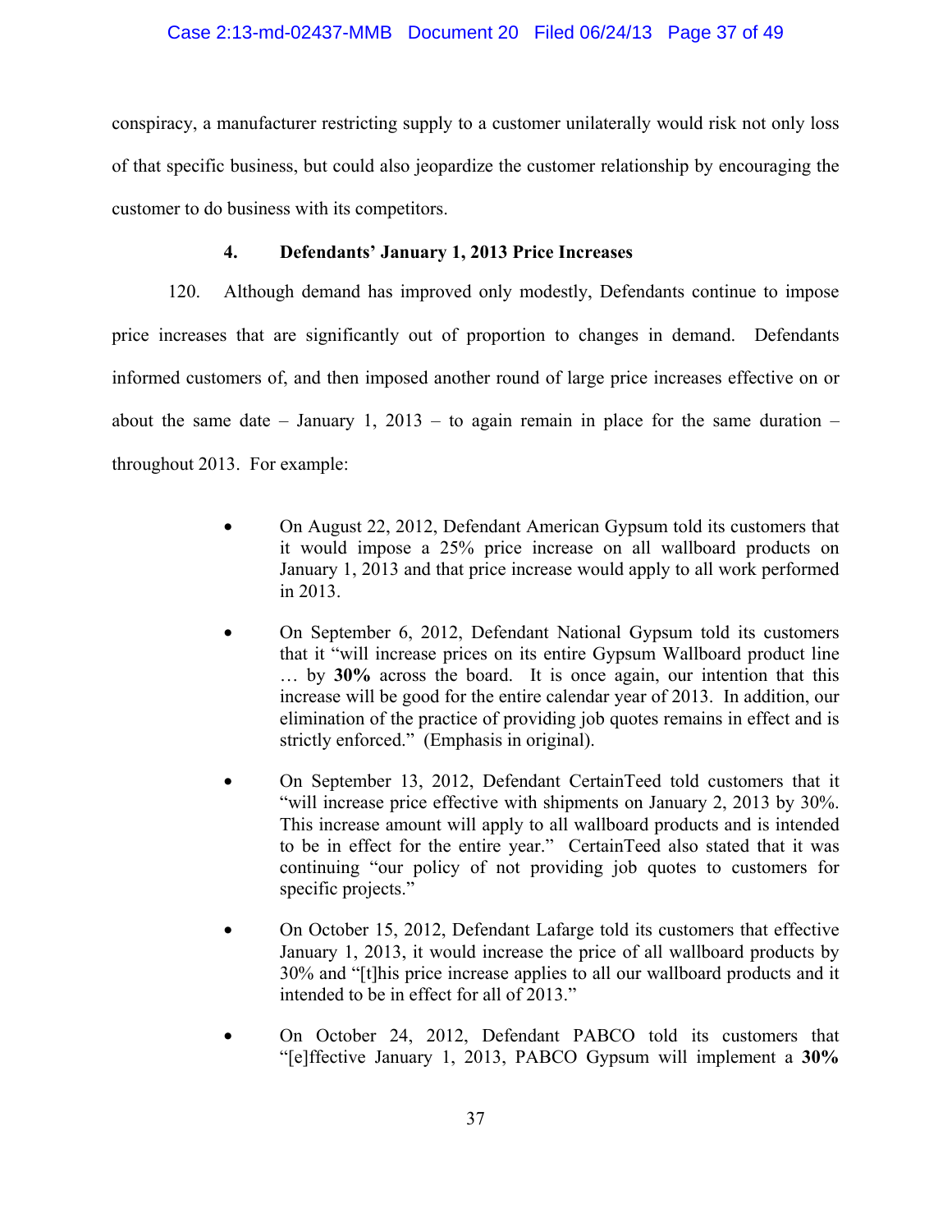conspiracy, a manufacturer restricting supply to a customer unilaterally would risk not only loss of that specific business, but could also jeopardize the customer relationship by encouraging the customer to do business with its competitors.

#### 4. Defendants' January 1, 2013 Price Increases

120. Although demand has improved only modestly, Defendants continue to impose price increases that are significantly out of proportion to changes in demand. Defendants informed customers of, and then imposed another round of large price increases effective on or about the same date – January 1, 2013 – to again remain in place for the same duration – throughout 2013. For example:

- On August 22, 2012, Defendant American Gypsum told its customers that it would impose a 25% price increase on all wallboard products on January 1, 2013 and that price increase would apply to all work performed in 2013.

- On September 6, 2012, Defendant National Gypsum told its customers that it "will increase prices on its entire Gypsum Wallboard product line … by **30%** across the board. It is once again, our intention that this increase will be good for the entire calendar year of 2013. In addition, our elimination of the practice of providing job quotes remains in effect and is strictly enforced." (Emphasis in original).

- On September 13, 2012, Defendant CertainTeed told customers that it "will increase price effective with shipments on January 2, 2013 by 30%. This increase amount will apply to all wallboard products and is intended to be in effect for the entire year." CertainTeed also stated that it was continuing "our policy of not providing job quotes to customers for specific projects."

- On October 15, 2012, Defendant Lafarge told its customers that effective January 1, 2013, it would increase the price of all wallboard products by 30% and "[t]his price increase applies to all our wallboard products and it intended to be in effect for all of 2013."

- On October 24, 2012, Defendant PABCO told its customers that "[e]ffective January 1, 2013, PABCO Gypsum will implement a **30%**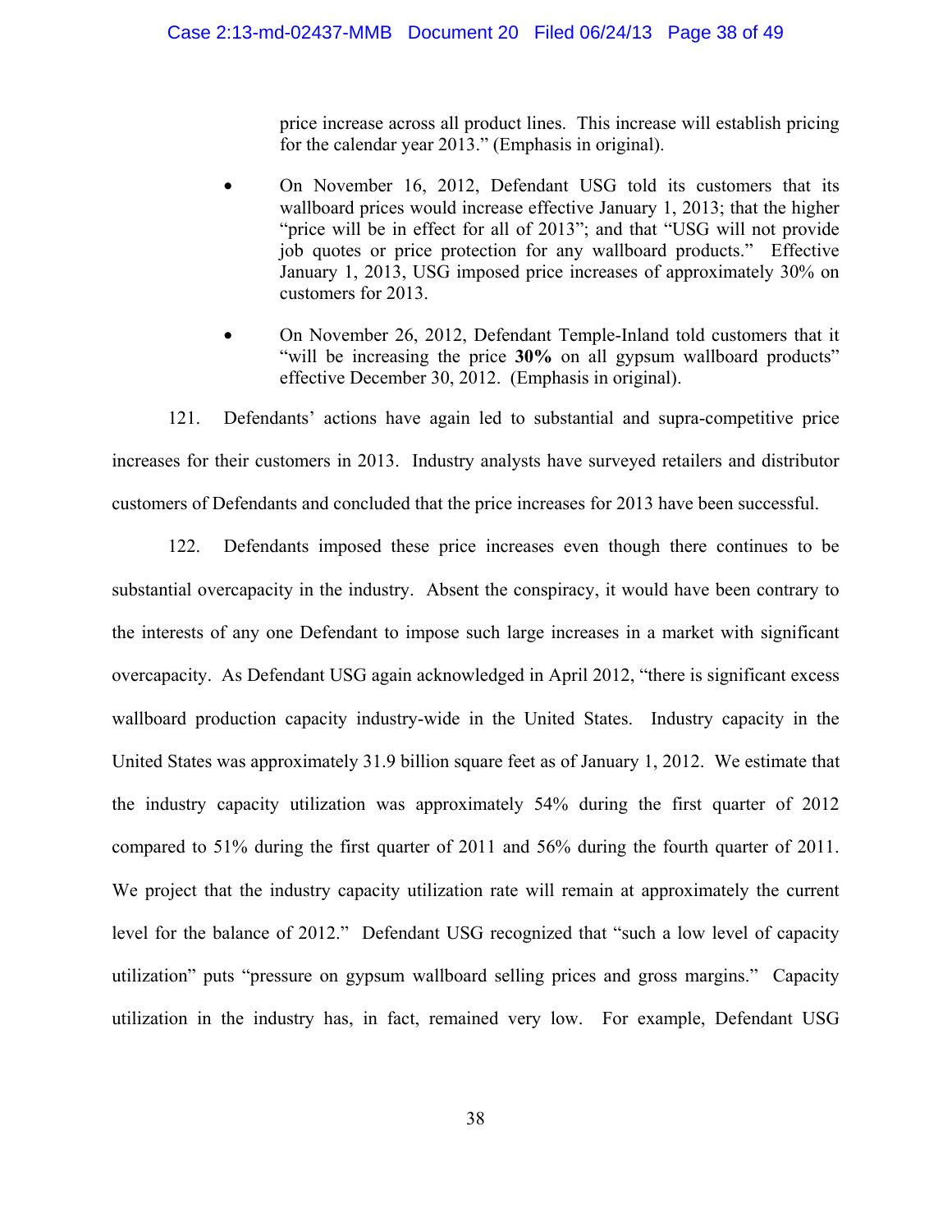price increase across all product lines. This increase will establish pricing for the calendar year 2013." (Emphasis in original).

- On November 16, 2012, Defendant USG told its customers that its wallboard prices would increase effective January 1, 2013; that the higher "price will be in effect for all of 2013"; and that "USG will not provide job quotes or price protection for any wallboard products." Effective January 1, 2013, USG imposed price increases of approximately 30% on customers for 2013.

- On November 26, 2012, Defendant Temple-Inland told customers that it "will be increasing the price **30%** on all gypsum wallboard products" effective December 30, 2012. (Emphasis in original).

121. Defendants' actions have again led to substantial and supra-competitive price increases for their customers in 2013. Industry analysts have surveyed retailers and distributor customers of Defendants and concluded that the price increases for 2013 have been successful.

122. Defendants imposed these price increases even though there continues to be substantial overcapacity in the industry. Absent the conspiracy, it would have been contrary to the interests of any one Defendant to impose such large increases in a market with significant overcapacity. As Defendant USG again acknowledged in April 2012, "there is significant excess wallboard production capacity industry-wide in the United States. Industry capacity in the United States was approximately 31.9 billion square feet as of January 1, 2012. We estimate that the industry capacity utilization was approximately 54% during the first quarter of 2012 compared to 51% during the first quarter of 2011 and 56% during the fourth quarter of 2011. We project that the industry capacity utilization rate will remain at approximately the current level for the balance of 2012." Defendant USG recognized that "such a low level of capacity utilization" puts "pressure on gypsum wallboard selling prices and gross margins." Capacity utilization in the industry has, in fact, remained very low. For example, Defendant USG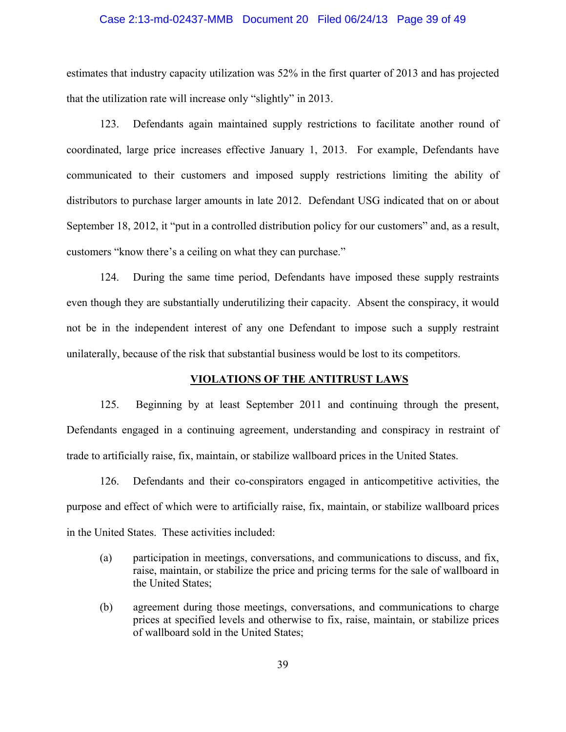estimates that industry capacity utilization was 52% in the first quarter of 2013 and has projected that the utilization rate will increase only "slightly" in 2013.

123. Defendants again maintained supply restrictions to facilitate another round of coordinated, large price increases effective January 1, 2013. For example, Defendants have communicated to their customers and imposed supply restrictions limiting the ability of distributors to purchase larger amounts in late 2012. Defendant USG indicated that on or about September 18, 2012, it "put in a controlled distribution policy for our customers" and, as a result, customers "know there's a ceiling on what they can purchase."

124. During the same time period, Defendants have imposed these supply restraints even though they are substantially underutilizing their capacity. Absent the conspiracy, it would not be in the independent interest of any one Defendant to impose such a supply restraint unilaterally, because of the risk that substantial business would be lost to its competitors.

## VIOLATIONS OF THE ANTITRUST LAWS

125. Beginning by at least September 2011 and continuing through the present, Defendants engaged in a continuing agreement, understanding and conspiracy in restraint of trade to artificially raise, fix, maintain, or stabilize wallboard prices in the United States.

126. Defendants and their co-conspirators engaged in anticompetitive activities, the purpose and effect of which were to artificially raise, fix, maintain, or stabilize wallboard prices in the United States. These activities included:

(a) participation in meetings, conversations, and communications to discuss, and fix, raise, maintain, or stabilize the price and pricing terms for the sale of wallboard in the United States;

(b) agreement during those meetings, conversations, and communications to charge prices at specified levels and otherwise to fix, raise, maintain, or stabilize prices of wallboard sold in the United States;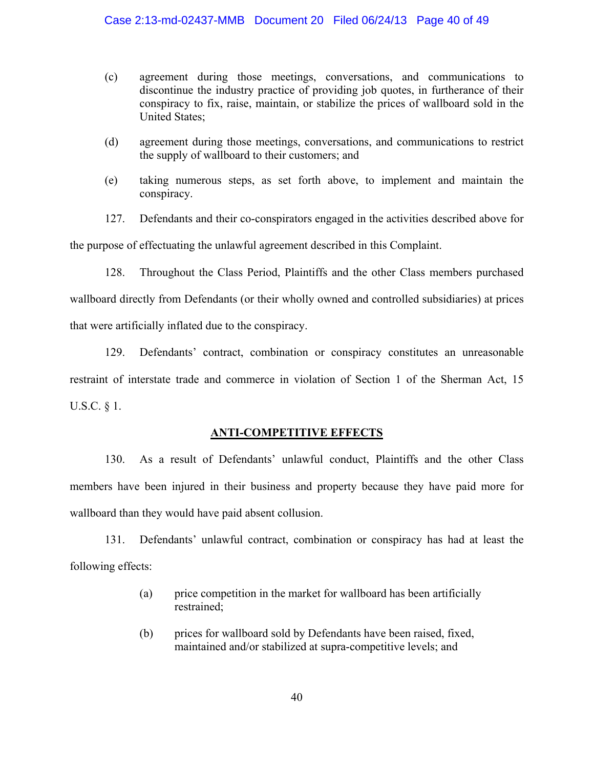(c) agreement during those meetings, conversations, and communications to discontinue the industry practice of providing job quotes, in furtherance of their conspiracy to fix, raise, maintain, or stabilize the prices of wallboard sold in the United States;

(d) agreement during those meetings, conversations, and communications to restrict the supply of wallboard to their customers; and

(e) taking numerous steps, as set forth above, to implement and maintain the conspiracy.

127. Defendants and their co-conspirators engaged in the activities described above for the purpose of effectuating the unlawful agreement described in this Complaint.

128. Throughout the Class Period, Plaintiffs and the other Class members purchased wallboard directly from Defendants (or their wholly owned and controlled subsidiaries) at prices that were artificially inflated due to the conspiracy.

129. Defendants' contract, combination or conspiracy constitutes an unreasonable restraint of interstate trade and commerce in violation of Section 1 of the Sherman Act, 15 U.S.C. § 1.

## ANTI-COMPETITIVE EFFECTS

130. As a result of Defendants' unlawful conduct, Plaintiffs and the other Class members have been injured in their business and property because they have paid more for wallboard than they would have paid absent collusion.

131. Defendants' unlawful contract, combination or conspiracy has had at least the following effects:

(a) price competition in the market for wallboard has been artificially restrained;

(b) prices for wallboard sold by Defendants have been raised, fixed, maintained and/or stabilized at supra-competitive levels; and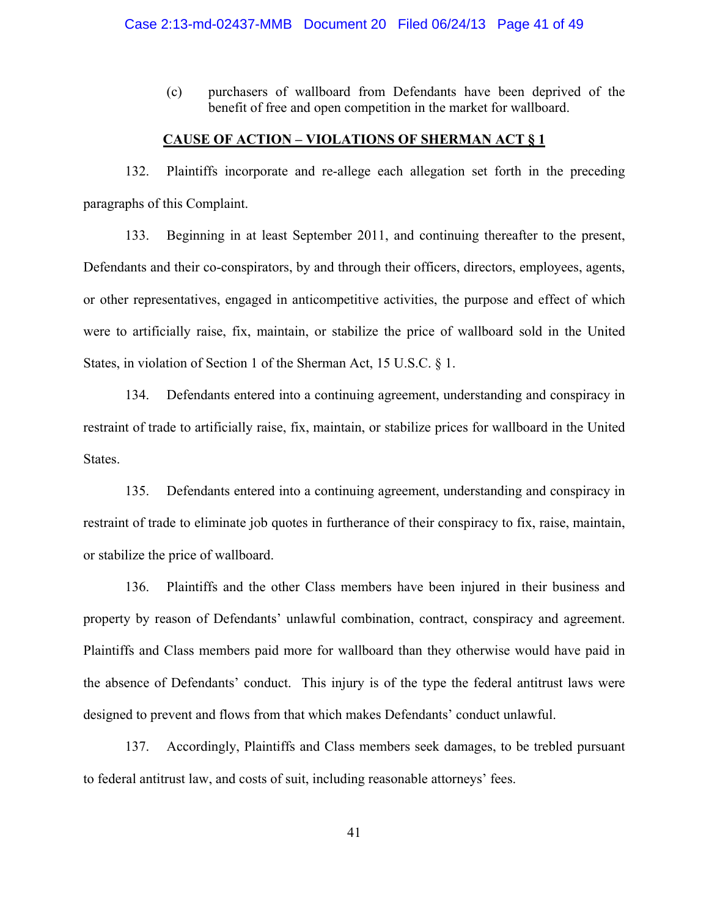(c) purchasers of wallboard from Defendants have been deprived of the benefit of free and open competition in the market for wallboard.

## CAUSE OF ACTION – VIOLATIONS OF SHERMAN ACT § 1

132. Plaintiffs incorporate and re-allege each allegation set forth in the preceding paragraphs of this Complaint.

133. Beginning in at least September 2011, and continuing thereafter to the present, Defendants and their co-conspirators, by and through their officers, directors, employees, agents, or other representatives, engaged in anticompetitive activities, the purpose and effect of which were to artificially raise, fix, maintain, or stabilize the price of wallboard sold in the United States, in violation of Section 1 of the Sherman Act, 15 U.S.C. § 1.

134. Defendants entered into a continuing agreement, understanding and conspiracy in restraint of trade to artificially raise, fix, maintain, or stabilize prices for wallboard in the United States.

135. Defendants entered into a continuing agreement, understanding and conspiracy in restraint of trade to eliminate job quotes in furtherance of their conspiracy to fix, raise, maintain, or stabilize the price of wallboard.

136. Plaintiffs and the other Class members have been injured in their business and property by reason of Defendants' unlawful combination, contract, conspiracy and agreement. Plaintiffs and Class members paid more for wallboard than they otherwise would have paid in the absence of Defendants' conduct. This injury is of the type the federal antitrust laws were designed to prevent and flows from that which makes Defendants' conduct unlawful.

137. Accordingly, Plaintiffs and Class members seek damages, to be trebled pursuant to federal antitrust law, and costs of suit, including reasonable attorneys' fees.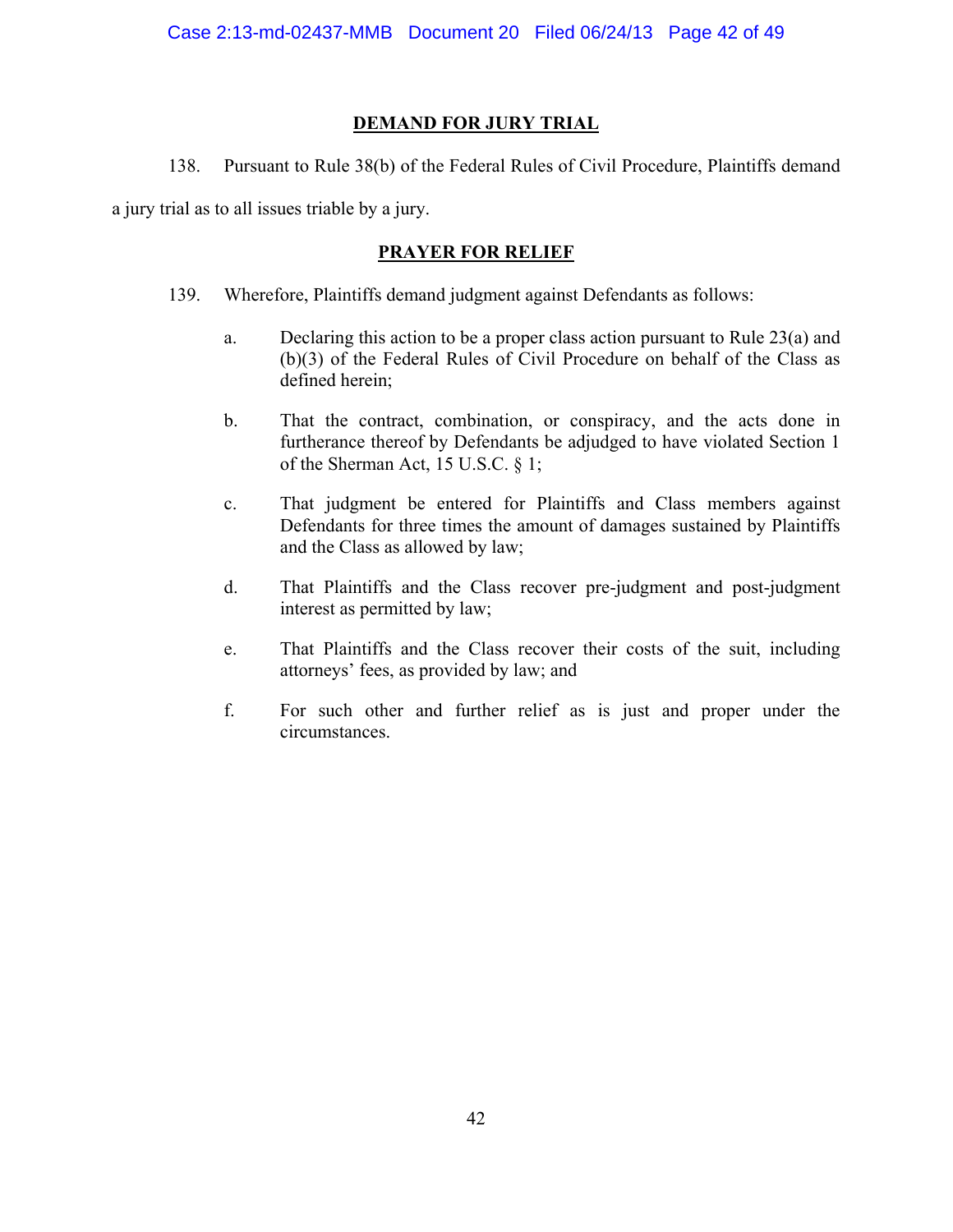## DEMAND FOR JURY TRIAL

138. Pursuant to Rule 38(b) of the Federal Rules of Civil Procedure, Plaintiffs demand a jury trial as to all issues triable by a jury.

## PRAYER FOR RELIEF

139. Wherefore, Plaintiffs demand judgment against Defendants as follows:

a. Declaring this action to be a proper class action pursuant to Rule 23(a) and (b)(3) of the Federal Rules of Civil Procedure on behalf of the Class as defined herein;

b. That the contract, combination, or conspiracy, and the acts done in furtherance thereof by Defendants be adjudged to have violated Section 1 of the Sherman Act, 15 U.S.C. § 1;

c. That judgment be entered for Plaintiffs and Class members against Defendants for three times the amount of damages sustained by Plaintiffs and the Class as allowed by law;

d. That Plaintiffs and the Class recover pre-judgment and post-judgment interest as permitted by law;

e. That Plaintiffs and the Class recover their costs of the suit, including attorneys' fees, as provided by law; and

f. For such other and further relief as is just and proper under the circumstances.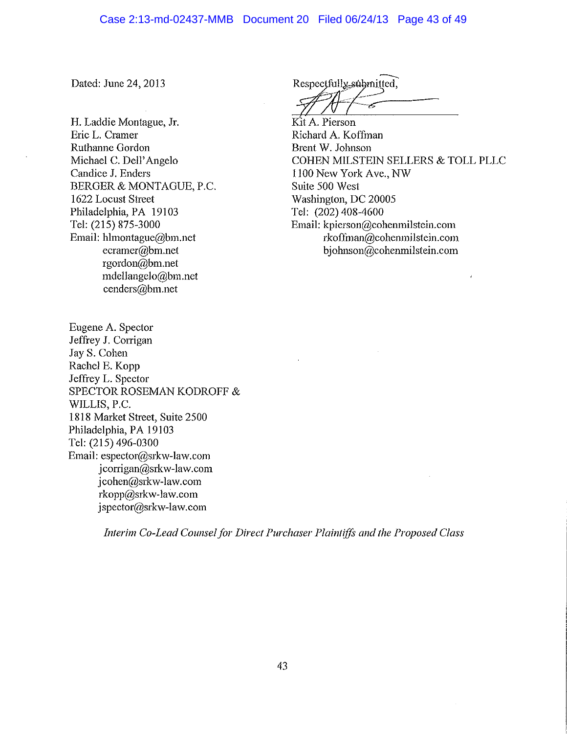Dated: June 24, 2013

Respectfully submitted,

/s/

Kit A. Pierson
Richard A. Koffman
Brent W. Johnson
COHEN MILSTEIN SELLERS & TOLL PLLC
1100 New York Ave., NW
Suite 500 West
Washington, DC 20005
Tel: (202) 408-4600
Email: kpierson@cohenmilstein.com
rkoffman@cohenmilstein.com
bjohnson@cohenmilstein.com

H. Laddie Montague, Jr.
Eric L. Cramer
Ruthanne Gordon
Michael C. Dell'Angelo
Candice J. Enders
BERGER & MONTAGUE, P.C.
1622 Locust Street
Philadelphia, PA 19103
Tel: (215) 875-3000
Email: hlmontague@bm.net
ecramer@bm.net
rgordon@bm.net
mdellangelo@bm.net
cenders@bm.net

Eugene A. Spector
Jeffrey J. Corrigan
Jay S. Cohen
Rachel E. Kopp
Jeffrey L. Spector
SPECTOR ROSEMAN KODROFF & WILLIS, P.C.
1818 Market Street, Suite 2500
Philadelphia, PA 19103
Tel: (215) 496-0300
Email: espector@srkw-law.com
jcorrigan@srkw-law.com
jcohen@srkw-law.com
rkopp@srkw-law.com
jspector@srkw-law.com

*Interim Co-Lead Counsel for Direct Purchaser Plaintiffs and the Proposed Class*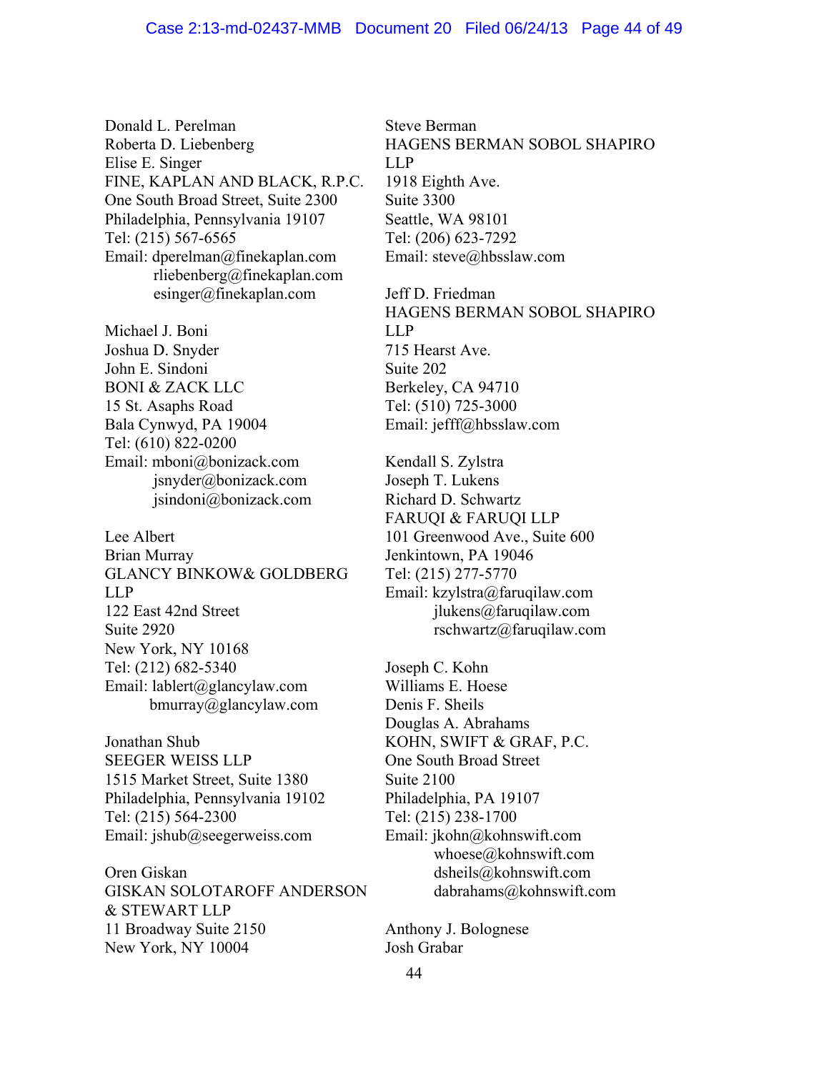Donald L. Perelman
Roberta D. Liebenberg
Elise E. Singer
FINE, KAPLAN AND BLACK, R.P.C.
One South Broad Street, Suite 2300
Philadelphia, Pennsylvania 19107
Tel: (215) 567-6565
Email: dperelman@finekaplan.com
rliebenberg@finekaplan.com
esinger@finekaplan.com

Michael J. Boni
Joshua D. Snyder
John E. Sindoni
BONI & ZACK LLC
15 St. Asaphs Road
Bala Cynwyd, PA 19004
Tel: (610) 822-0200
Email: mboni@bonizack.com
jsnyder@bonizack.com
jsindoni@bonizack.com

Lee Albert
Brian Murray
GLANCY BINKOW& GOLDBERG LLP
122 East 42nd Street
Suite 2920
New York, NY 10168
Tel: (212) 682-5340
Email: lablert@glancylaw.com
bmurray@glancylaw.com

Jonathan Shub
SEEGER WEISS LLP
1515 Market Street, Suite 1380
Philadelphia, Pennsylvania 19102
Tel: (215) 564-2300
Email: jshub@seegerweiss.com

Oren Giskan
GISKAN SOLOTAROFF ANDERSON & STEWART LLP
11 Broadway Suite 2150
New York, NY 10004

Steve Berman
HAGENS BERMAN SOBOL SHAPIRO LLP
1918 Eighth Ave.
Suite 3300
Seattle, WA 98101
Tel: (206) 623-7292
Email: steve@hbsslaw.com

Jeff D. Friedman
HAGENS BERMAN SOBOL SHAPIRO LLP
715 Hearst Ave.
Suite 202
Berkeley, CA 94710
Tel: (510) 725-3000
Email: jefff@hbsslaw.com

Kendall S. Zylstra
Joseph T. Lukens
Richard D. Schwartz
FARUQI & FARUQI LLP
101 Greenwood Ave., Suite 600
Jenkintown, PA 19046
Tel: (215) 277-5770
Email: kzylstra@faruqilaw.com
jlukens@faruqilaw.com
rschwartz@faruqilaw.com

Joseph C. Kohn
Williams E. Hoese
Denis F. Sheils
Douglas A. Abrahams
KOHN, SWIFT & GRAF, P.C.
One South Broad Street
Suite 2100
Philadelphia, PA 19107
Tel: (215) 238-1700
Email: jkohn@kohnswift.com
whoese@kohnswift.com
dsheils@kohnswift.com
dabrahams@kohnswift.com

Anthony J. Bolognese
Josh Grabar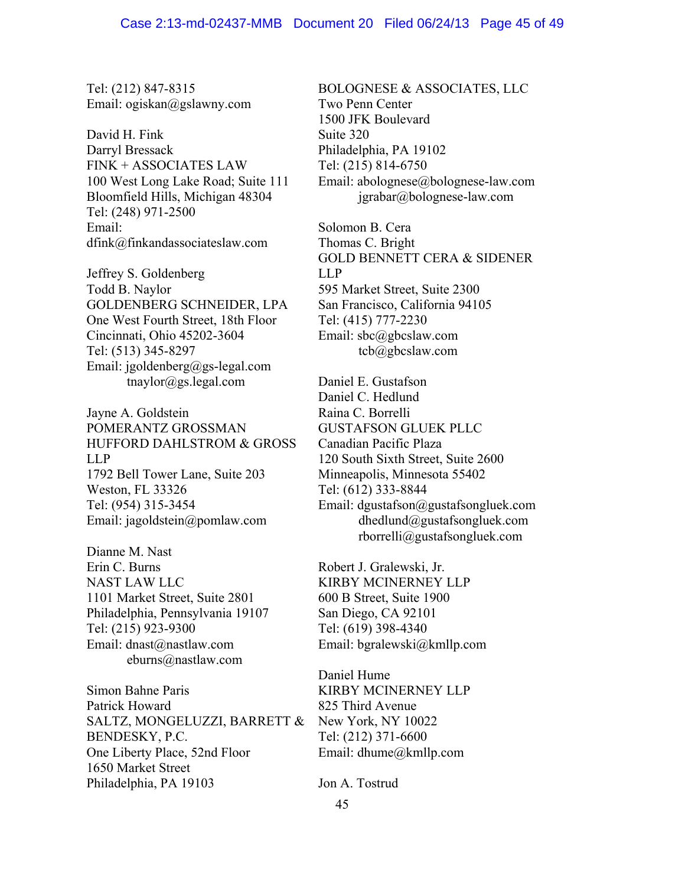Tel: (212) 847-8315
Email: ogiskan@gslawny.com

David H. Fink
Darryl Bressack
FINK + ASSOCIATES LAW
100 West Long Lake Road; Suite 111
Bloomfield Hills, Michigan 48304
Tel: (248) 971-2500
Email:
dfink@finkandassociateslaw.com

Jeffrey S. Goldenberg
Todd B. Naylor
GOLDENBERG SCHNEIDER, LPA
One West Fourth Street, 18th Floor
Cincinnati, Ohio 45202-3604
Tel: (513) 345-8297
Email: jgoldenberg@gs-legal.com
tnaylor@gs.legal.com

Jayne A. Goldstein
POMERANTZ GROSSMAN
HUFFORD DAHLSTROM & GROSS
LLP
1792 Bell Tower Lane, Suite 203
Weston, FL 33326
Tel: (954) 315-3454
Email: jagoldstein@pomlaw.com

Dianne M. Nast
Erin C. Burns
NAST LAW LLC
1101 Market Street, Suite 2801
Philadelphia, Pennsylvania 19107
Tel: (215) 923-9300
Email: dnast@nastlaw.com
eburns@nastlaw.com

Simon Bahne Paris
Patrick Howard
SALTZ, MONGELUZZI, BARRETT &
BENDESKY, P.C.
One Liberty Place, 52nd Floor
1650 Market Street
Philadelphia, PA 19103

BOLOGNESE & ASSOCIATES, LLC
Two Penn Center
1500 JFK Boulevard
Suite 320
Philadelphia, PA 19102
Tel: (215) 814-6750
Email: abolognese@bolognese-law.com
jgrabar@bolognese-law.com

Solomon B. Cera
Thomas C. Bright
GOLD BENNETT CERA & SIDENER
LLP
595 Market Street, Suite 2300
San Francisco, California 94105
Tel: (415) 777-2230
Email: sbc@gbcslaw.com
tcb@gbcslaw.com

Daniel E. Gustafson
Daniel C. Hedlund
Raina C. Borrelli
GUSTAFSON GLUEK PLLC
Canadian Pacific Plaza
120 South Sixth Street, Suite 2600
Minneapolis, Minnesota 55402
Tel: (612) 333-8844
Email: dgustafson@gustafsongluek.com
dhedlund@gustafsongluek.com
rborrelli@gustafsongluek.com

Robert J. Gralewski, Jr.
KIRBY MCINERNEY LLP
600 B Street, Suite 1900
San Diego, CA 92101
Tel: (619) 398-4340
Email: bgralewski@kmllp.com

Daniel Hume
KIRBY MCINERNEY LLP
825 Third Avenue
New York, NY 10022
Tel: (212) 371-6600
Email: dhume@kmllp.com

Jon A. Tostrud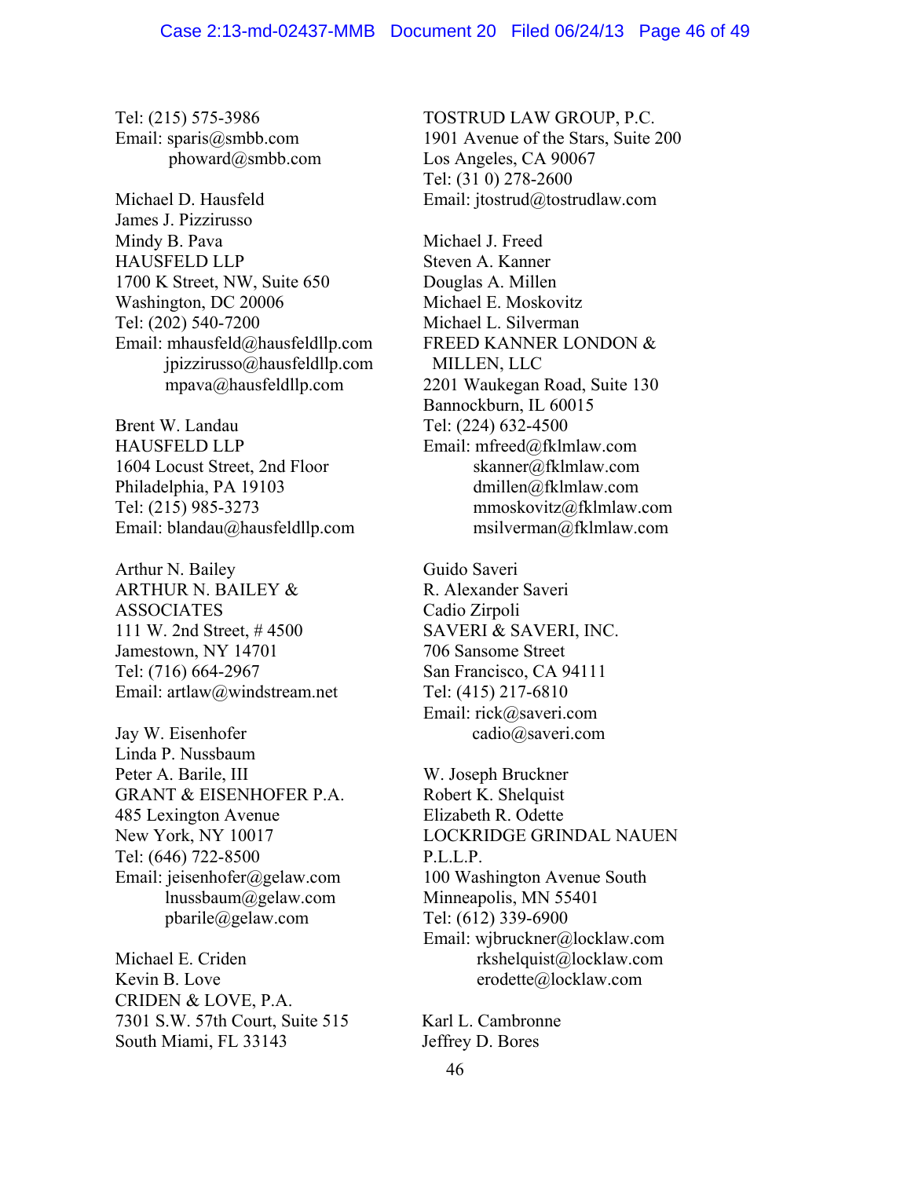Tel: (215) 575-3986
Email: sparis@smbb.com
phoward@smbb.com

Michael D. Hausfeld
James J. Pizzirusso
Mindy B. Pava
HAUSFELD LLP
1700 K Street, NW, Suite 650
Washington, DC 20006
Tel: (202) 540-7200
Email: mhausfeld@hausfeldllp.com
jpizzirusso@hausfeldllp.com
mpava@hausfeldllp.com

Brent W. Landau
HAUSFELD LLP
1604 Locust Street, 2nd Floor
Philadelphia, PA 19103
Tel: (215) 985-3273
Email: blandau@hausfeldllp.com

Arthur N. Bailey
ARTHUR N. BAILEY & ASSOCIATES
111 W. 2nd Street, # 4500
Jamestown, NY 14701
Tel: (716) 664-2967
Email: artlaw@windstream.net

Jay W. Eisenhofer
Linda P. Nussbaum
Peter A. Barile, III
GRANT & EISENHOFER P.A.
485 Lexington Avenue
New York, NY 10017
Tel: (646) 722-8500
Email: jeisenhofer@gelaw.com
lnussbaum@gelaw.com
pbarile@gelaw.com

Michael E. Criden
Kevin B. Love
CRIDEN & LOVE, P.A.
7301 S.W. 57th Court, Suite 515
South Miami, FL 33143

TOSTRUD LAW GROUP, P.C.
1901 Avenue of the Stars, Suite 200
Los Angeles, CA 90067
Tel: (31 0) 278-2600
Email: jtostrud@tostrudlaw.com

Michael J. Freed
Steven A. Kanner
Douglas A. Millen
Michael E. Moskovitz
Michael L. Silverman
FREED KANNER LONDON & MILLEN, LLC
2201 Waukegan Road, Suite 130
Bannockburn, IL 60015
Tel: (224) 632-4500
Email: mfreed@fklmlaw.com
skanner@fklmlaw.com
dmillen@fklmlaw.com
mmoskovitz@fklmlaw.com
msilverman@fklmlaw.com

Guido Saveri
R. Alexander Saveri
Cadio Zirpoli
SAVERI & SAVERI, INC.
706 Sansome Street
San Francisco, CA 94111
Tel: (415) 217-6810
Email: rick@saveri.com
cadio@saveri.com

W. Joseph Bruckner
Robert K. Shelquist
Elizabeth R. Odette
LOCKRIDGE GRINDAL NAUEN P.L.L.P.
100 Washington Avenue South
Minneapolis, MN 55401
Tel: (612) 339-6900
Email: wjbruckner@locklaw.com
rkshelquist@locklaw.com
erodette@locklaw.com

Karl L. Cambronne
Jeffrey D. Bores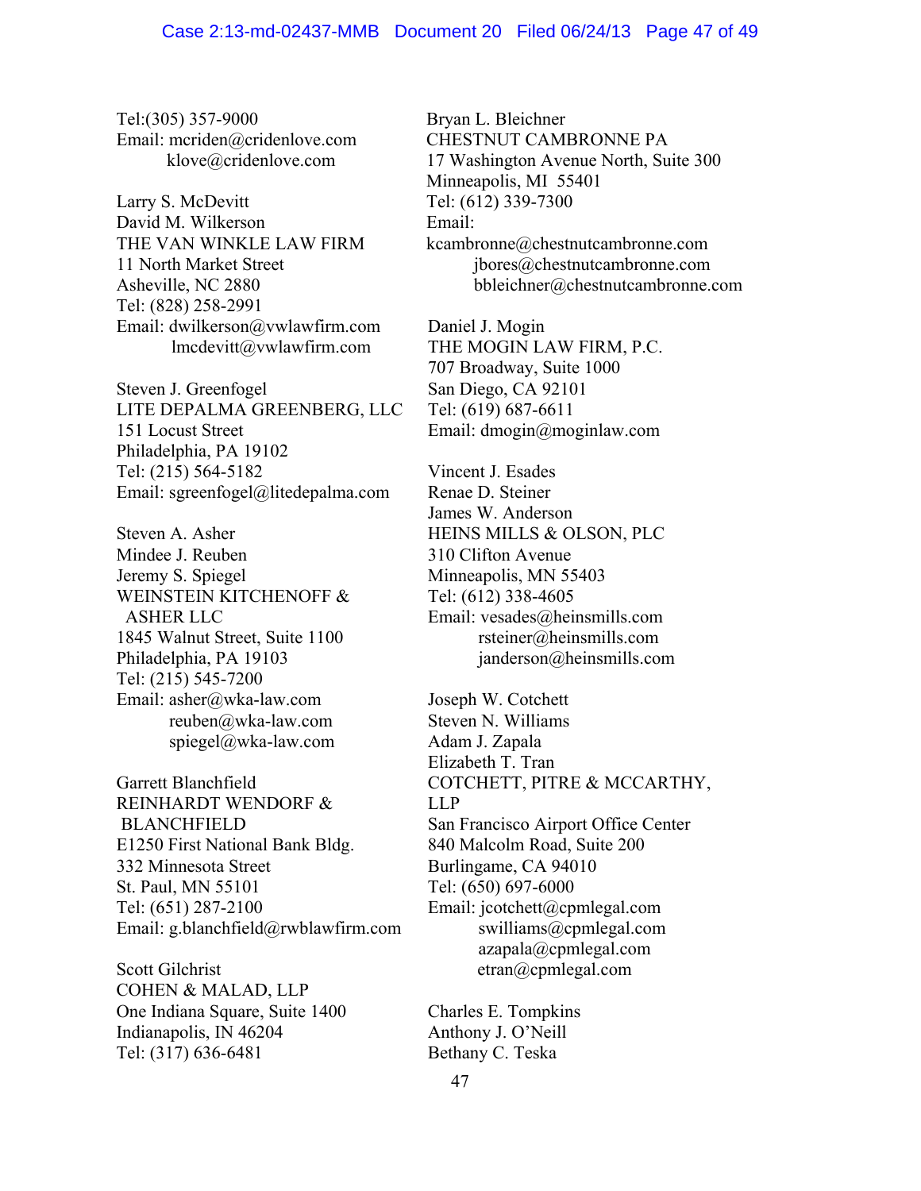Tel:(305) 357-9000
Email: mcriden@cridenlove.com
klove@cridenlove.com

Larry S. McDevitt
David M. Wilkerson
THE VAN WINKLE LAW FIRM
11 North Market Street
Asheville, NC 2880
Tel: (828) 258-2991
Email: dwilkerson@vwlawfirm.com
lmcdevitt@vwlawfirm.com

Steven J. Greenfogel
LITE DEPALMA GREENBERG, LLC
151 Locust Street
Philadelphia, PA 19102
Tel: (215) 564-5182
Email: sgreenfogel@litedepalma.com

Steven A. Asher
Mindee J. Reuben
Jeremy S. Spiegel
WEINSTEIN KITCHENOFF & ASHER LLC
1845 Walnut Street, Suite 1100
Philadelphia, PA 19103
Tel: (215) 545-7200
Email: asher@wka-law.com
reuben@wka-law.com
spiegel@wka-law.com

Garrett Blanchfield
REINHARDT WENDORF & BLANCHFIELD
E1250 First National Bank Bldg.
332 Minnesota Street
St. Paul, MN 55101
Tel: (651) 287-2100
Email: g.blanchfield@rwblawfirm.com

Scott Gilchrist
COHEN & MALAD, LLP
One Indiana Square, Suite 1400
Indianapolis, IN 46204
Tel: (317) 636-6481

Bryan L. Bleichner
CHESTNUT CAMBRONNE PA
17 Washington Avenue North, Suite 300
Minneapolis, MI 55401
Tel: (612) 339-7300
Email:
kcambronne@chestnutcambronne.com
jbores@chestnutcambronne.com
bbleichner@chestnutcambronne.com

Daniel J. Mogin
THE MOGIN LAW FIRM, P.C.
707 Broadway, Suite 1000
San Diego, CA 92101
Tel: (619) 687-6611
Email: dmogin@moginlaw.com

Vincent J. Esades
Renae D. Steiner
James W. Anderson
HEINS MILLS & OLSON, PLC
310 Clifton Avenue
Minneapolis, MN 55403
Tel: (612) 338-4605
Email: vesades@heinsmills.com
rsteiner@heinsmills.com
janderson@heinsmills.com

Joseph W. Cotchett
Steven N. Williams
Adam J. Zapala
Elizabeth T. Tran
COTCHETT, PITRE & MCCARTHY, LLP
San Francisco Airport Office Center
840 Malcolm Road, Suite 200
Burlingame, CA 94010
Tel: (650) 697-6000
Email: jcotchett@cpmlegal.com
swilliams@cpmlegal.com
azapala@cpmlegal.com
etran@cpmlegal.com

Charles E. Tompkins
Anthony J. O'Neill
Bethany C. Teska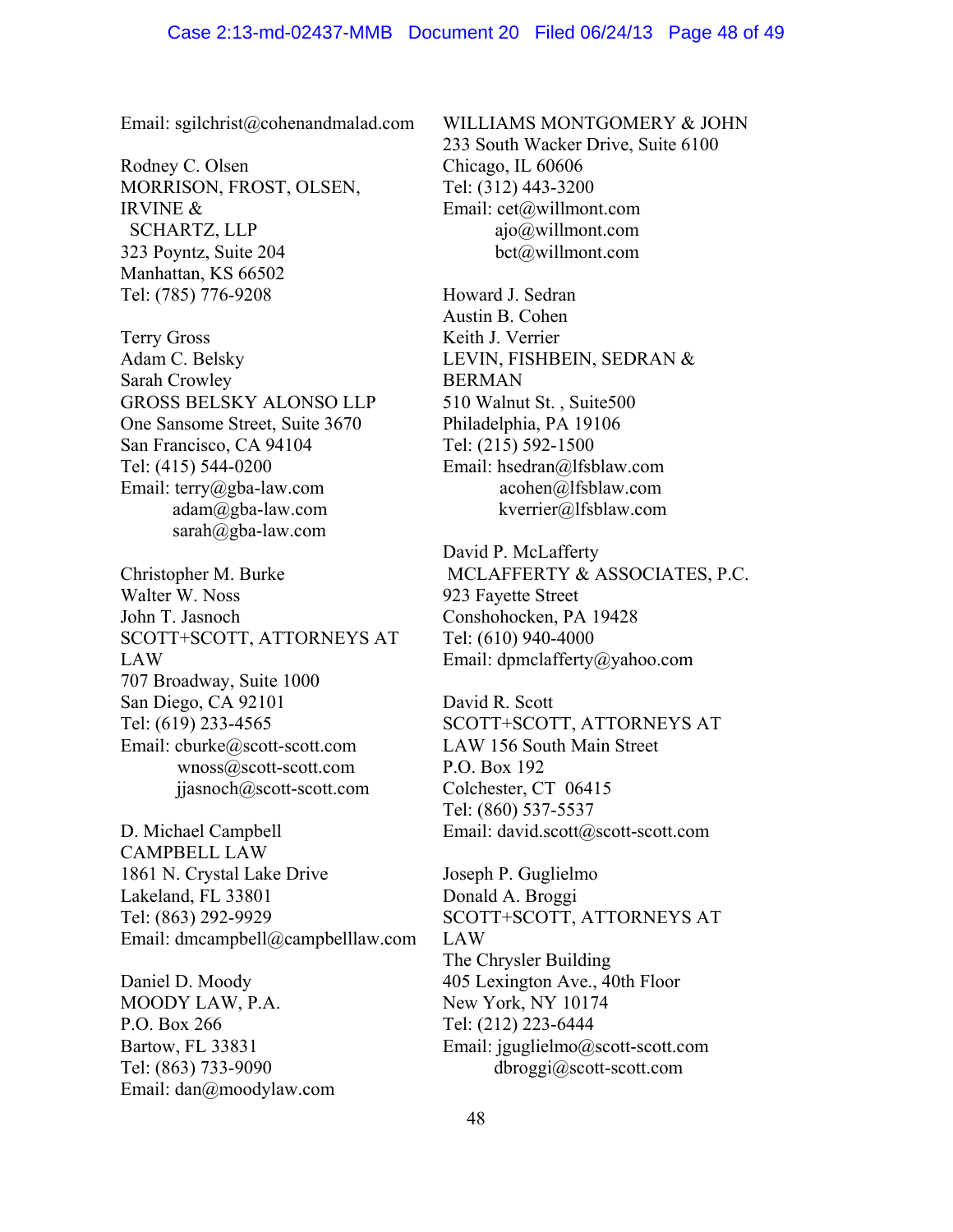Email: sgilchrist@cohenandmalad.com

Rodney C. Olsen
MORRISON, FROST, OLSEN, IRVINE &
SCHARTZ, LLP
323 Poyntz, Suite 204
Manhattan, KS 66502
Tel: (785) 776-9208

Terry Gross
Adam C. Belsky
Sarah Crowley
GROSS BELSKY ALONSO LLP
One Sansome Street, Suite 3670
San Francisco, CA 94104
Tel: (415) 544-0200
Email: terry@gba-law.com
adam@gba-law.com
sarah@gba-law.com

Christopher M. Burke
Walter W. Noss
John T. Jasnoch
SCOTT+SCOTT, ATTORNEYS AT LAW
707 Broadway, Suite 1000
San Diego, CA 92101
Tel: (619) 233-4565
Email: cburke@scott-scott.com
wnoss@scott-scott.com
jjasnoch@scott-scott.com

D. Michael Campbell
CAMPBELL LAW
1861 N. Crystal Lake Drive
Lakeland, FL 33801
Tel: (863) 292-9929
Email: dmcampbell@campbelllaw.com

Daniel D. Moody
MOODY LAW, P.A.
P.O. Box 266
Bartow, FL 33831
Tel: (863) 733-9090
Email: dan@moodylaw.com

WILLIAMS MONTGOMERY & JOHN
233 South Wacker Drive, Suite 6100
Chicago, IL 60606
Tel: (312) 443-3200
Email: cet@willmont.com
ajo@willmont.com
bct@willmont.com

Howard J. Sedran
Austin B. Cohen
Keith J. Verrier
LEVIN, FISHBEIN, SEDRAN & BERMAN
510 Walnut St. , Suite500
Philadelphia, PA 19106
Tel: (215) 592-1500
Email: hsedran@lfsblaw.com
acohen@lfsblaw.com
kverrier@lfsblaw.com

David P. McLafferty
MCLAFFERTY & ASSOCIATES, P.C.
923 Fayette Street
Conshohocken, PA 19428
Tel: (610) 940-4000
Email: dpmclafferty@yahoo.com

David R. Scott
SCOTT+SCOTT, ATTORNEYS AT LAW 156 South Main Street
P.O. Box 192
Colchester, CT 06415
Tel: (860) 537-5537
Email: david.scott@scott-scott.com

Joseph P. Guglielmo
Donald A. Broggi
SCOTT+SCOTT, ATTORNEYS AT LAW
The Chrysler Building
405 Lexington Ave., 40th Floor
New York, NY 10174
Tel: (212) 223-6444
Email: jguglielmo@scott-scott.com
dbroggi@scott-scott.com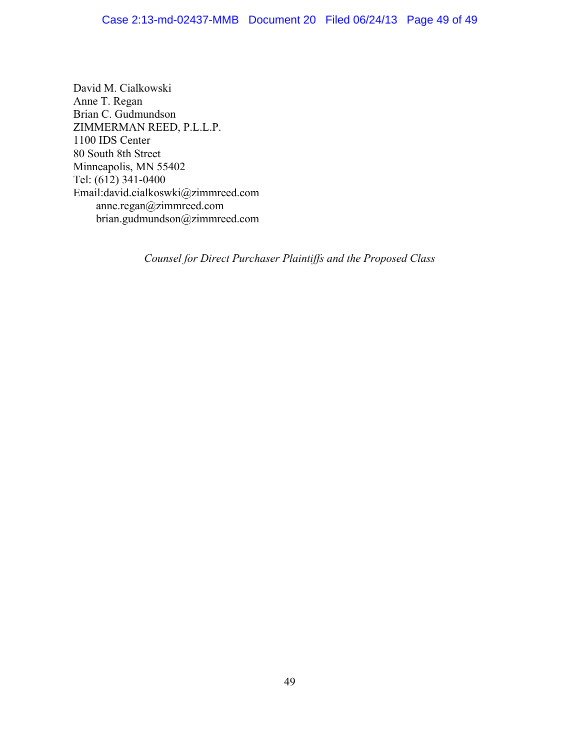David M. Cialkowski
Anne T. Regan
Brian C. Gudmundson
ZIMMERMAN REED, P.L.L.P.
1100 IDS Center
80 South 8th Street
Minneapolis, MN 55402
Tel: (612) 341-0400
Email:david.cialkoswki@zimmreed.com
anne.regan@zimmreed.com
brian.gudmundson@zimmreed.com

*Counsel for Direct Purchaser Plaintiffs and the Proposed Class*